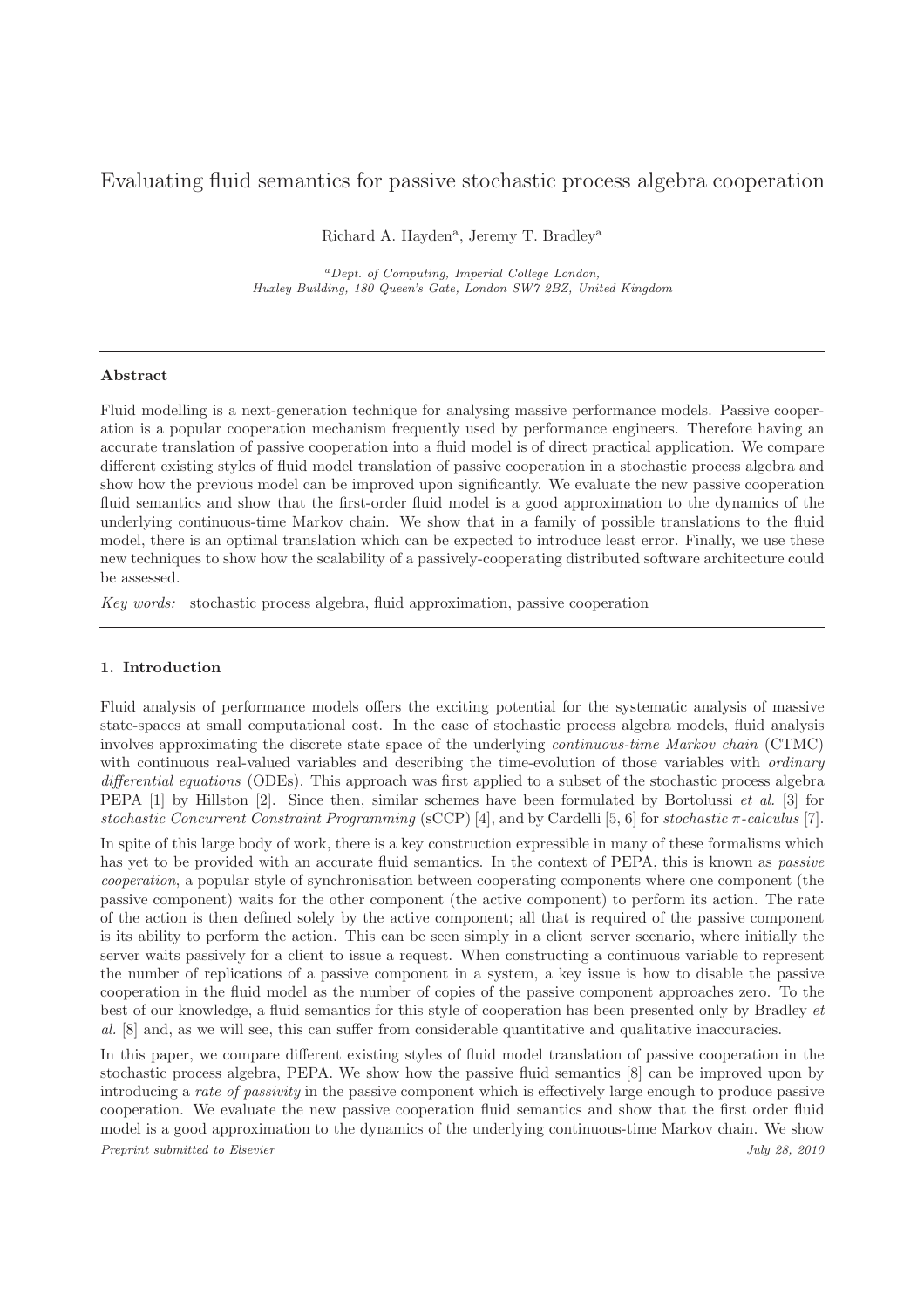# Evaluating fluid semantics for passive stochastic process algebra cooperation

Richard A. Hayden[a], Jeremy T. Bradley[a]

[a]*Dept. of Computing, Imperial College London, Huxley Building, 180 Queen's Gate, London SW7 2BZ, United Kingdom*

---

### Abstract

Fluid modelling is a next-generation technique for analysing massive performance models. Passive cooperation is a popular cooperation mechanism frequently used by performance engineers. Therefore having an accurate translation of passive cooperation into a fluid model is of direct practical application. We compare different existing styles of fluid model translation of passive cooperation in a stochastic process algebra and show how the previous model can be improved upon significantly. We evaluate the new passive cooperation fluid semantics and show that the first-order fluid model is a good approximation to the dynamics of the underlying continuous-time Markov chain. We show that in a family of possible translations to the fluid model, there is an optimal translation which can be expected to introduce least error. Finally, we use these new techniques to show how the scalability of a passively-cooperating distributed software architecture could be assessed.

*Key words:* stochastic process algebra, fluid approximation, passive cooperation

---

### 1. Introduction

Fluid analysis of performance models offers the exciting potential for the systematic analysis of massive state-spaces at small computational cost. In the case of stochastic process algebra models, fluid analysis involves approximating the discrete state space of the underlying *continuous-time Markov chain* (CTMC) with continuous real-valued variables and describing the time-evolution of those variables with *ordinary differential equations* (ODEs). This approach was first applied to a subset of the stochastic process algebra PEPA [1] by Hillston [2]. Since then, similar schemes have been formulated by Bortolussi *et al.* [3] for *stochastic Concurrent Constraint Programming* (sCCP) [4], and by Cardelli [5, 6] for *stochastic π-calculus* [7].

In spite of this large body of work, there is a key construction expressible in many of these formalisms which has yet to be provided with an accurate fluid semantics. In the context of PEPA, this is known as *passive cooperation*, a popular style of synchronisation between cooperating components where one component (the passive component) waits for the other component (the active component) to perform its action. The rate of the action is then defined solely by the active component; all that is required of the passive component is its ability to perform the action. This can be seen simply in a client–server scenario, where initially the server waits passively for a client to issue a request. When constructing a continuous variable to represent the number of replications of a passive component in a system, a key issue is how to disable the passive cooperation in the fluid model as the number of copies of the passive component approaches zero. To the best of our knowledge, a fluid semantics for this style of cooperation has been presented only by Bradley *et al.* [8] and, as we will see, this can suffer from considerable quantitative and qualitative inaccuracies.

In this paper, we compare different existing styles of fluid model translation of passive cooperation in the stochastic process algebra, PEPA. We show how the passive fluid semantics [8] can be improved upon by introducing a *rate of passivity* in the passive component which is effectively large enough to produce passive cooperation. We evaluate the new passive cooperation fluid semantics and show that the first order fluid model is a good approximation to the dynamics of the underlying continuous-time Markov chain. We show

*Preprint submitted to Elsevier* July 28, 2010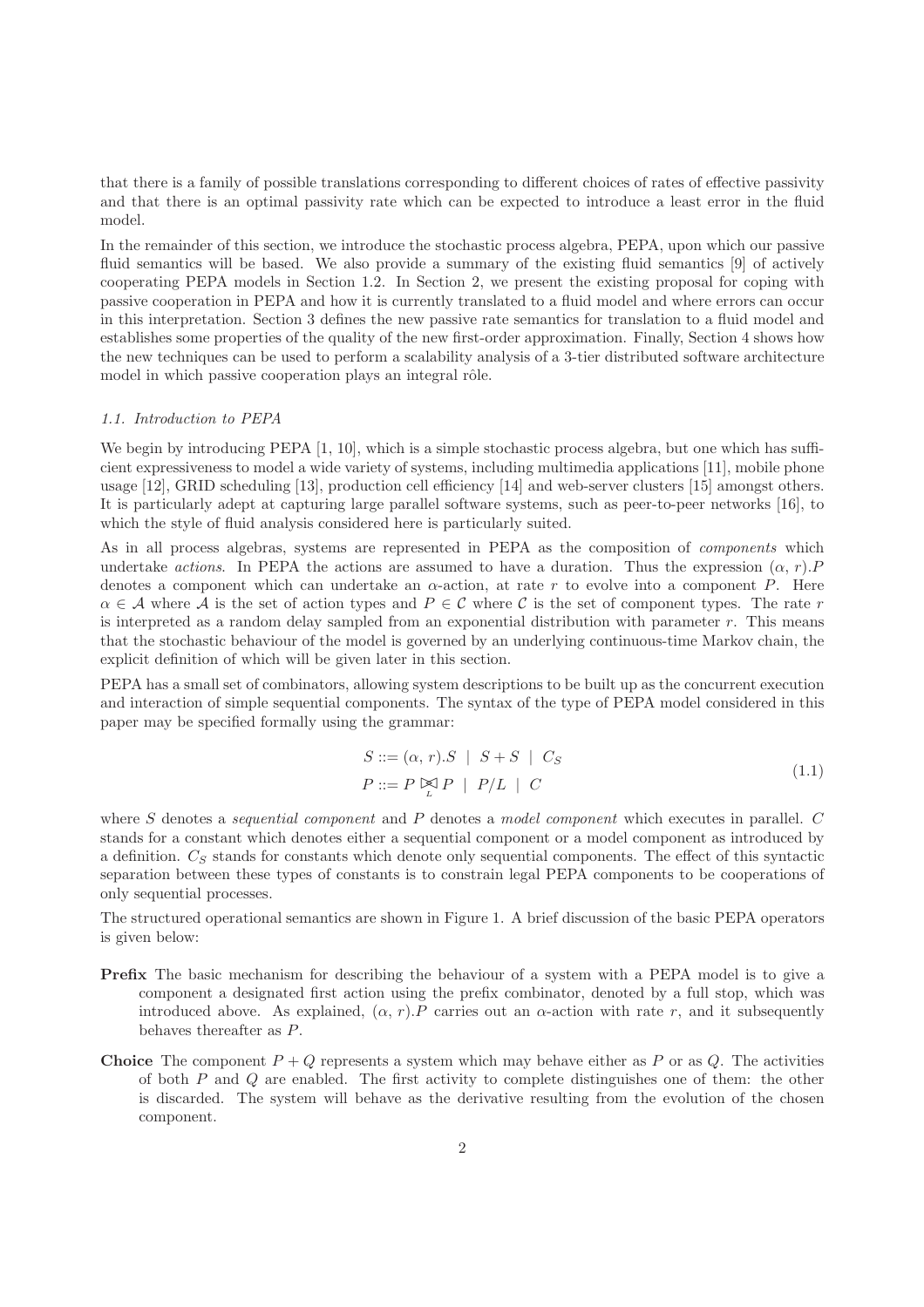that there is a family of possible translations corresponding to different choices of rates of effective passivity and that there is an optimal passivity rate which can be expected to introduce a least error in the fluid model.

In the remainder of this section, we introduce the stochastic process algebra, PEPA, upon which our passive fluid semantics will be based. We also provide a summary of the existing fluid semantics [9] of actively cooperating PEPA models in Section 1.2. In Section 2, we present the existing proposal for coping with passive cooperation in PEPA and how it is currently translated to a fluid model and where errors can occur in this interpretation. Section 3 defines the new passive rate semantics for translation to a fluid model and establishes some properties of the quality of the new first-order approximation. Finally, Section 4 shows how the new techniques can be used to perform a scalability analysis of a 3-tier distributed software architecture model in which passive cooperation plays an integral rôle.

### 1.1. Introduction to PEPA

We begin by introducing PEPA [1, 10], which is a simple stochastic process algebra, but one which has sufficient expressiveness to model a wide variety of systems, including multimedia applications [11], mobile phone usage [12], GRID scheduling [13], production cell efficiency [14] and web-server clusters [15] amongst others. It is particularly adept at capturing large parallel software systems, such as peer-to-peer networks [16], to which the style of fluid analysis considered here is particularly suited.

As in all process algebras, systems are represented in PEPA as the composition of *components* which undertake *actions*. In PEPA the actions are assumed to have a duration. Thus the expression $(\alpha, r).P$ denotes a component which can undertake an $\alpha$-action, at rate $r$ to evolve into a component $P$. Here $\alpha \in \mathcal{A}$ where $\mathcal{A}$ is the set of action types and $P \in \mathcal{C}$ where $\mathcal{C}$ is the set of component types. The rate $r$ is interpreted as a random delay sampled from an exponential distribution with parameter $r$. This means that the stochastic behaviour of the model is governed by an underlying continuous-time Markov chain, the explicit definition of which will be given later in this section.

PEPA has a small set of combinators, allowing system descriptions to be built up as the concurrent execution and interaction of simple sequential components. The syntax of the type of PEPA model considered in this paper may be specified formally using the grammar:

$$
\begin{aligned}
S &::= (\alpha, r).S \;\mid\; S + S \;\mid\; C_S \\
P &::= P \underset{L}{\bowtie} P \;\mid\; P/L \;\mid\; C
\end{aligned}
\tag{1.1}
$$

where $S$ denotes a *sequential component* and $P$ denotes a *model component* which executes in parallel. $C$ stands for a constant which denotes either a sequential component or a model component as introduced by a definition. $C_S$ stands for constants which denote only sequential components. The effect of this syntactic separation between these types of constants is to constrain legal PEPA components to be cooperations of only sequential processes.

The structured operational semantics are shown in Figure 1. A brief discussion of the basic PEPA operators is given below:

- **Prefix** The basic mechanism for describing the behaviour of a system with a PEPA model is to give a component a designated first action using the prefix combinator, denoted by a full stop, which was introduced above. As explained, $(\alpha, r).P$ carries out an $\alpha$-action with rate $r$, and it subsequently behaves thereafter as $P$.

- **Choice** The component $P + Q$ represents a system which may behave either as $P$ or as $Q$. The activities of both $P$ and $Q$ are enabled. The first activity to complete distinguishes one of them: the other is discarded. The system will behave as the derivative resulting from the evolution of the chosen component.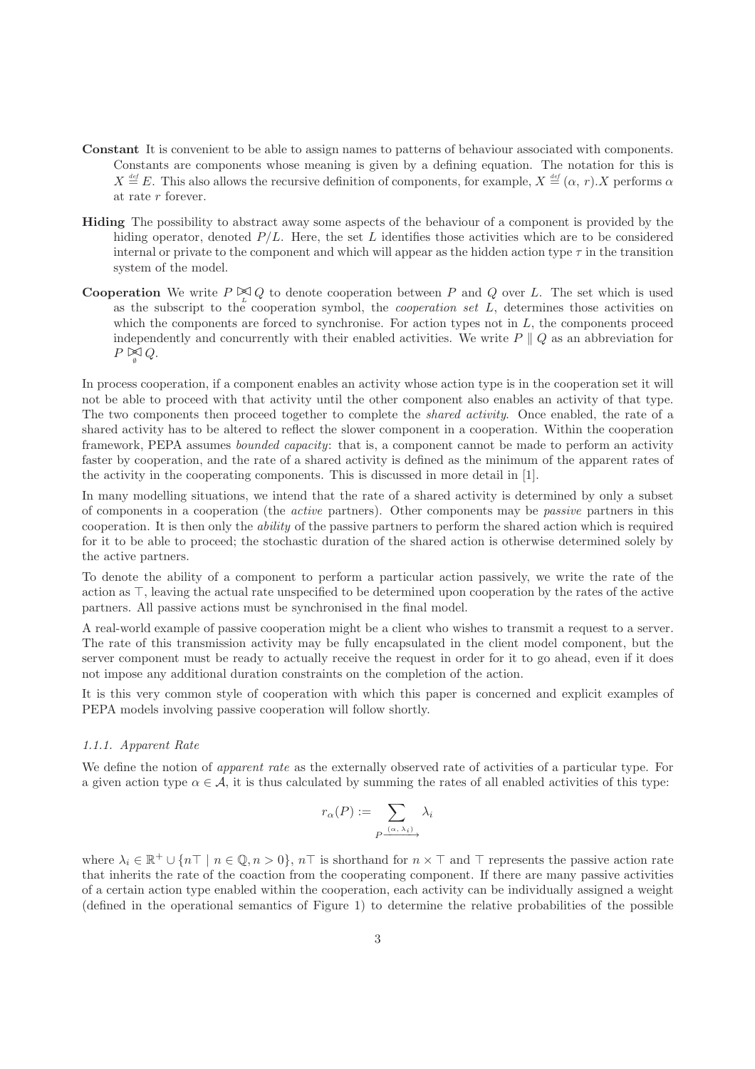**Constant** It is convenient to be able to assign names to patterns of behaviour associated with components. Constants are components whose meaning is given by a defining equation. The notation for this is $X \stackrel{def}{=} E$. This also allows the recursive definition of components, for example, $X \stackrel{def}{=} (\alpha, r).X$ performs $\alpha$ at rate $r$ forever.

**Hiding** The possibility to abstract away some aspects of the behaviour of a component is provided by the hiding operator, denoted $P/L$. Here, the set $L$ identifies those activities which are to be considered internal or private to the component and which will appear as the hidden action type $\tau$ in the transition system of the model.

**Cooperation** We write $P \underset{L}{\bowtie} Q$ to denote cooperation between $P$ and $Q$ over $L$. The set which is used as the subscript to the cooperation symbol, the *cooperation set* $L$, determines those activities on which the components are forced to synchronise. For action types not in $L$, the components proceed independently and concurrently with their enabled activities. We write $P \parallel Q$ as an abbreviation for $P \underset{\emptyset}{\bowtie} Q$.

In process cooperation, if a component enables an activity whose action type is in the cooperation set it will not be able to proceed with that activity until the other component also enables an activity of that type. The two components then proceed together to complete the *shared activity*. Once enabled, the rate of a shared activity has to be altered to reflect the slower component in a cooperation. Within the cooperation framework, PEPA assumes *bounded capacity*: that is, a component cannot be made to perform an activity faster by cooperation, and the rate of a shared activity is defined as the minimum of the apparent rates of the activity in the cooperating components. This is discussed in more detail in [1].

In many modelling situations, we intend that the rate of a shared activity is determined by only a subset of components in a cooperation (the *active* partners). Other components may be *passive* partners in this cooperation. It is then only the *ability* of the passive partners to perform the shared action which is required for it to be able to proceed; the stochastic duration of the shared action is otherwise determined solely by the active partners.

To denote the ability of a component to perform a particular action passively, we write the rate of the action as $\top$, leaving the actual rate unspecified to be determined upon cooperation by the rates of the active partners. All passive actions must be synchronised in the final model.

A real-world example of passive cooperation might be a client who wishes to transmit a request to a server. The rate of this transmission activity may be fully encapsulated in the client model component, but the server component must be ready to actually receive the request in order for it to go ahead, even if it does not impose any additional duration constraints on the completion of the action.

It is this very common style of cooperation with which this paper is concerned and explicit examples of PEPA models involving passive cooperation will follow shortly.

#### 1.1.1. Apparent Rate

We define the notion of *apparent rate* as the externally observed rate of activities of a particular type. For a given action type $\alpha \in \mathcal{A}$, it is thus calculated by summing the rates of all enabled activities of this type:

$$r_\alpha(P) := \sum_{P \xrightarrow{(\alpha,\, \lambda_i)}} \lambda_i$$

where $\lambda_i \in \mathbb{R}^+ \cup \{n\top \mid n \in \mathbb{Q}, n > 0\}$, $n\top$ is shorthand for $n \times \top$ and $\top$ represents the passive action rate that inherits the rate of the coaction from the cooperating component. If there are many passive activities of a certain action type enabled within the cooperation, each activity can be individually assigned a weight (defined in the operational semantics of Figure 1) to determine the relative probabilities of the possible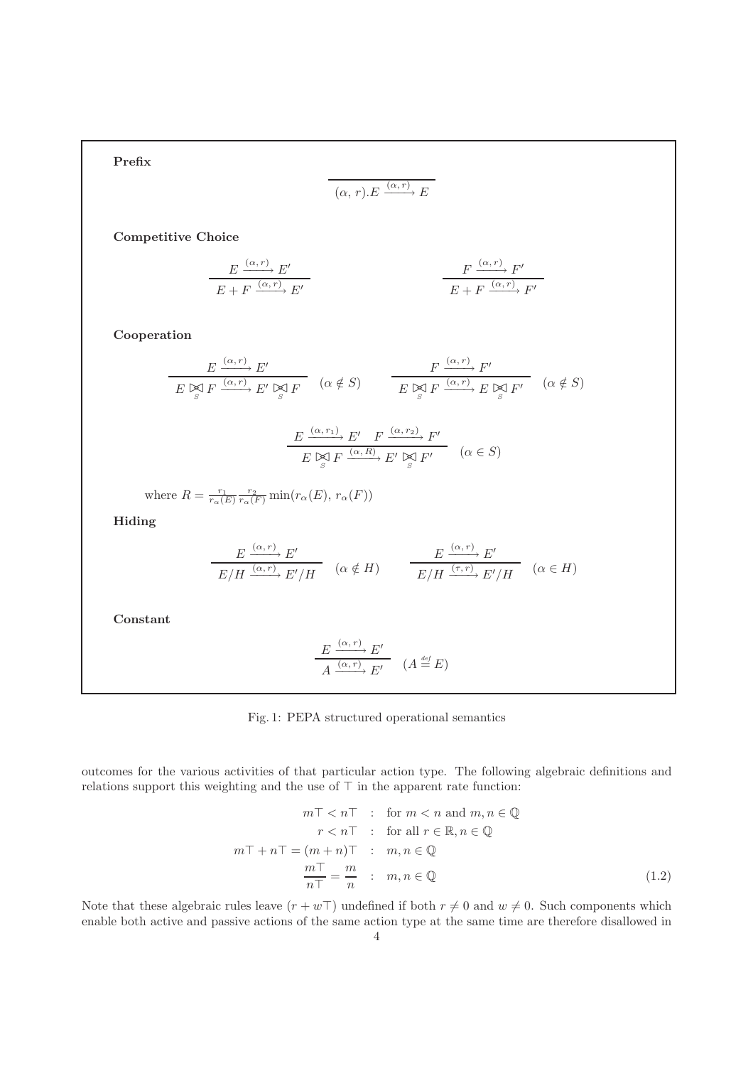**Prefix**

$$\frac{}{(\alpha, r).E \xrightarrow{(\alpha, r)} E}$$

**Competitive Choice**

$$\frac{E \xrightarrow{(\alpha, r)} E'}{E + F \xrightarrow{(\alpha, r)} E'} \qquad \frac{F \xrightarrow{(\alpha, r)} F'}{E + F \xrightarrow{(\alpha, r)} F'}$$

**Cooperation**

$$\frac{E \xrightarrow{(\alpha, r)} E'}{E \underset{S}{\bowtie} F \xrightarrow{(\alpha, r)} E' \underset{S}{\bowtie} F} \quad (\alpha \notin S) \qquad \frac{F \xrightarrow{(\alpha, r)} F'}{E \underset{S}{\bowtie} F \xrightarrow{(\alpha, r)} E \underset{S}{\bowtie} F'} \quad (\alpha \notin S)$$

$$\frac{E \xrightarrow{(\alpha, r_1)} E' \quad F \xrightarrow{(\alpha, r_2)} F'}{E \underset{S}{\bowtie} F \xrightarrow{(\alpha, R)} E' \underset{S}{\bowtie} F'} \quad (\alpha \in S)$$

where $R = \frac{r_1}{r_\alpha(E)} \frac{r_2}{r_\alpha(F)} \min(r_\alpha(E), r_\alpha(F))$

**Hiding**

$$\frac{E \xrightarrow{(\alpha, r)} E'}{E/H \xrightarrow{(\alpha, r)} E'/H} \quad (\alpha \notin H) \qquad \frac{E \xrightarrow{(\alpha, r)} E'}{E/H \xrightarrow{(\tau, r)} E'/H} \quad (\alpha \in H)$$

**Constant**

$$\frac{E \xrightarrow{(\alpha, r)} E'}{A \xrightarrow{(\alpha, r)} E'} \quad (A \stackrel{\text{def}}{=} E)$$

Fig. 1: PEPA structured operational semantics

outcomes for the various activities of that particular action type. The following algebraic definitions and relations support this weighting and the use of $\top$ in the apparent rate function:

$$\begin{aligned} m\top < n\top &\quad : \quad \text{for } m < n \text{ and } m, n \in \mathbb{Q} \\ r < n\top &\quad : \quad \text{for all } r \in \mathbb{R}, n \in \mathbb{Q} \\ m\top + n\top = (m+n)\top &\quad : \quad m, n \in \mathbb{Q} \\ \frac{m\top}{n\top} = \frac{m}{n} &\quad : \quad m, n \in \mathbb{Q} \end{aligned} \tag{1.2}$$

Note that these algebraic rules leave $(r + w\top)$ undefined if both $r \neq 0$ and $w \neq 0$. Such components which enable both active and passive actions of the same action type at the same time are therefore disallowed in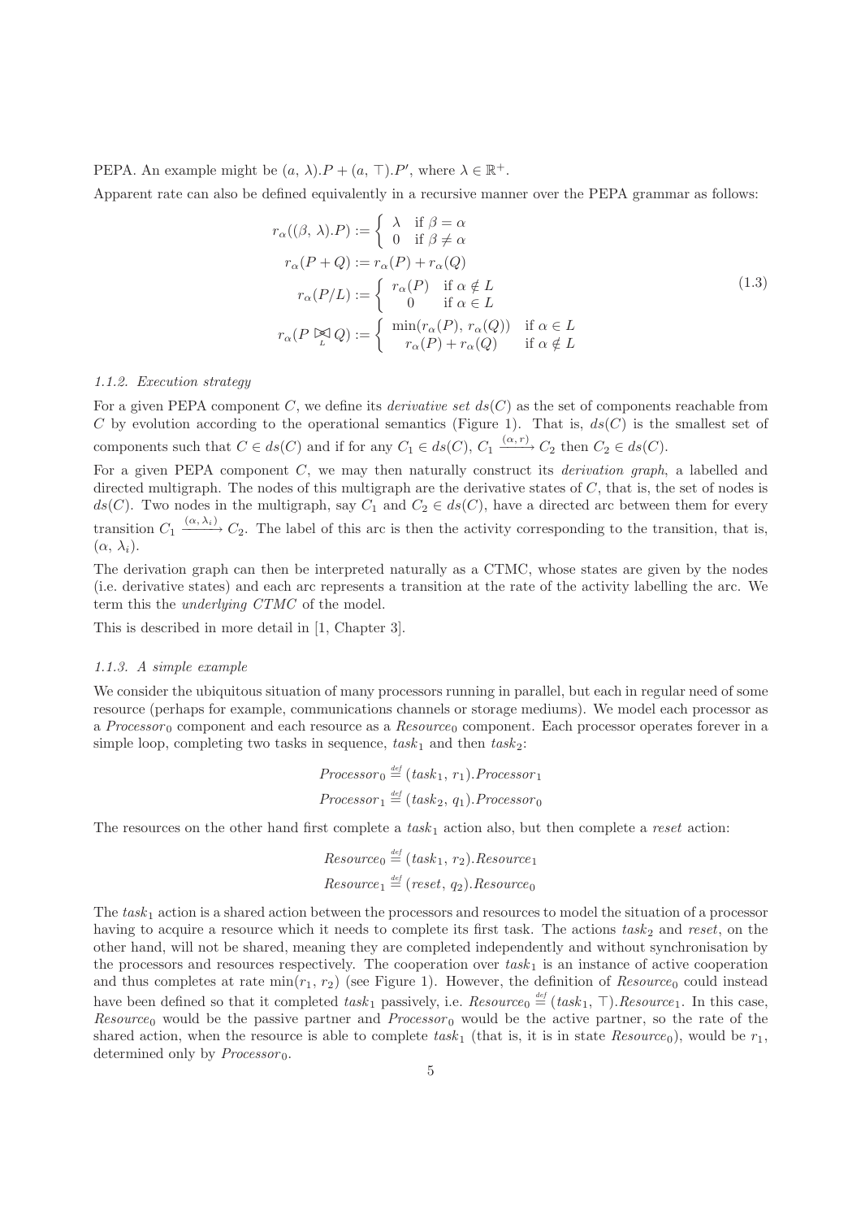PEPA. An example might be $(a,\, \lambda).P + (a,\, \top).P'$, where $\lambda \in \mathbb{R}^+$.

Apparent rate can also be defined equivalently in a recursive manner over the PEPA grammar as follows:

$$
\begin{aligned}
r_\alpha((\beta,\, \lambda).P) &:= \begin{cases} \lambda & \text{if } \beta = \alpha \\ 0 & \text{if } \beta \neq \alpha \end{cases} \\
r_\alpha(P + Q) &:= r_\alpha(P) + r_\alpha(Q) \\
r_\alpha(P/L) &:= \begin{cases} r_\alpha(P) & \text{if } \alpha \notin L \\ 0 & \text{if } \alpha \in L \end{cases} \\
r_\alpha(P \underset{L}{\bowtie} Q) &:= \begin{cases} \min(r_\alpha(P),\, r_\alpha(Q)) & \text{if } \alpha \in L \\ r_\alpha(P) + r_\alpha(Q) & \text{if } \alpha \notin L \end{cases}
\end{aligned}
\tag{1.3}
$$

#### 1.1.2. Execution strategy

For a given PEPA component $C$, we define its *derivative set* $ds(C)$ as the set of components reachable from $C$ by evolution according to the operational semantics (Figure 1). That is, $ds(C)$ is the smallest set of components such that $C \in ds(C)$ and if for any $C_1 \in ds(C)$, $C_1 \xrightarrow{(\alpha,\, r)} C_2$ then $C_2 \in ds(C)$.

For a given PEPA component $C$, we may then naturally construct its *derivation graph*, a labelled and directed multigraph. The nodes of this multigraph are the derivative states of $C$, that is, the set of nodes is $ds(C)$. Two nodes in the multigraph, say $C_1$ and $C_2 \in ds(C)$, have a directed arc between them for every transition $C_1 \xrightarrow{(\alpha,\, \lambda_i)} C_2$. The label of this arc is then the activity corresponding to the transition, that is, $(\alpha,\, \lambda_i)$.

The derivation graph can then be interpreted naturally as a CTMC, whose states are given by the nodes (i.e. derivative states) and each arc represents a transition at the rate of the activity labelling the arc. We term this the *underlying CTMC* of the model.

This is described in more detail in [1, Chapter 3].

#### 1.1.3. A simple example

We consider the ubiquitous situation of many processors running in parallel, but each in regular need of some resource (perhaps for example, communications channels or storage mediums). We model each processor as a $\mathit{Processor}_0$ component and each resource as a $\mathit{Resource}_0$ component. Each processor operates forever in a simple loop, completing two tasks in sequence, $\mathit{task}_1$ and then $\mathit{task}_2$:

$$
\begin{aligned}
\mathit{Processor}_0 &\stackrel{\mathit{def}}{=} (\mathit{task}_1,\, r_1).\mathit{Processor}_1 \\
\mathit{Processor}_1 &\stackrel{\mathit{def}}{=} (\mathit{task}_2,\, q_1).\mathit{Processor}_0
\end{aligned}
$$

The resources on the other hand first complete a $\mathit{task}_1$ action also, but then complete a *reset* action:

$$
\begin{aligned}
\mathit{Resource}_0 &\stackrel{\mathit{def}}{=} (\mathit{task}_1,\, r_2).\mathit{Resource}_1 \\
\mathit{Resource}_1 &\stackrel{\mathit{def}}{=} (\mathit{reset},\, q_2).\mathit{Resource}_0
\end{aligned}
$$

The $\mathit{task}_1$ action is a shared action between the processors and resources to model the situation of a processor having to acquire a resource which it needs to complete its first task. The actions $\mathit{task}_2$ and *reset*, on the other hand, will not be shared, meaning they are completed independently and without synchronisation by the processors and resources respectively. The cooperation over $\mathit{task}_1$ is an instance of active cooperation and thus completes at rate $\min(r_1,\, r_2)$ (see Figure 1). However, the definition of $\mathit{Resource}_0$ could instead have been defined so that it completed $\mathit{task}_1$ passively, i.e. $\mathit{Resource}_0 \stackrel{\mathit{def}}{=} (\mathit{task}_1,\, \top).\mathit{Resource}_1$. In this case, $\mathit{Resource}_0$ would be the passive partner and $\mathit{Processor}_0$ would be the active partner, so the rate of the shared action, when the resource is able to complete $\mathit{task}_1$ (that is, it is in state $\mathit{Resource}_0$), would be $r_1$, determined only by $\mathit{Processor}_0$.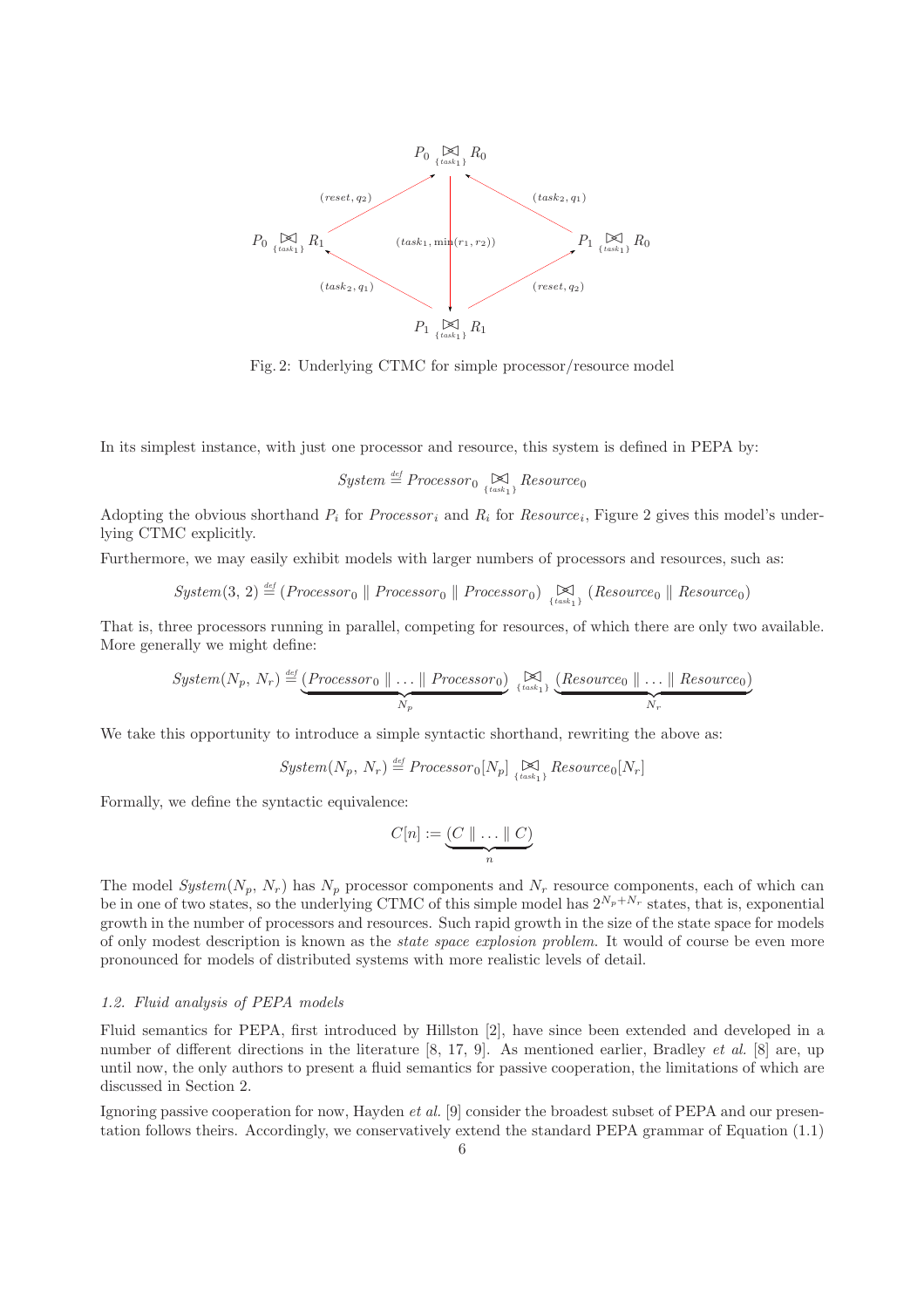Fig. 2: Underlying CTMC for simple processor/resource model

In its simplest instance, with just one processor and resource, this system is defined in PEPA by:

$$\mathit{System} \stackrel{\text{\tiny def}}{=} \mathit{Processor}_0 \underset{\{task_1\}}{\bowtie} \mathit{Resource}_0$$

Adopting the obvious shorthand $P_i$ for $\mathit{Processor}_i$ and $R_i$ for $\mathit{Resource}_i$, Figure 2 gives this model's underlying CTMC explicitly.

Furthermore, we may easily exhibit models with larger numbers of processors and resources, such as:

$$\mathit{System}(3,\,2) \stackrel{\text{\tiny def}}{=} (\mathit{Processor}_0 \parallel \mathit{Processor}_0 \parallel \mathit{Processor}_0) \underset{\{task_1\}}{\bowtie} (\mathit{Resource}_0 \parallel \mathit{Resource}_0)$$

That is, three processors running in parallel, competing for resources, of which there are only two available. More generally we might define:

$$\mathit{System}(N_p,\,N_r) \stackrel{\text{\tiny def}}{=} \underbrace{(\mathit{Processor}_0 \parallel \ldots \parallel \mathit{Processor}_0)}_{N_p} \underset{\{task_1\}}{\bowtie} \underbrace{(\mathit{Resource}_0 \parallel \ldots \parallel \mathit{Resource}_0)}_{N_r}$$

We take this opportunity to introduce a simple syntactic shorthand, rewriting the above as:

$$\mathit{System}(N_p,\,N_r) \stackrel{\text{\tiny def}}{=} \mathit{Processor}_0[N_p] \underset{\{task_1\}}{\bowtie} \mathit{Resource}_0[N_r]$$

Formally, we define the syntactic equivalence:

$$C[n] := \underbrace{(C \parallel \ldots \parallel C)}_{n}$$

The model $\mathit{System}(N_p,\,N_r)$ has $N_p$ processor components and $N_r$ resource components, each of which can be in one of two states, so the underlying CTMC of this simple model has $2^{N_p+N_r}$ states, that is, exponential growth in the number of processors and resources. Such rapid growth in the size of the state space for models of only modest description is known as the *state space explosion problem*. It would of course be even more pronounced for models of distributed systems with more realistic levels of detail.

### 1.2. Fluid analysis of PEPA models

Fluid semantics for PEPA, first introduced by Hillston [2], have since been extended and developed in a number of different directions in the literature [8, 17, 9]. As mentioned earlier, Bradley *et al.* [8] are, up until now, the only authors to present a fluid semantics for passive cooperation, the limitations of which are discussed in Section 2.

Ignoring passive cooperation for now, Hayden *et al.* [9] consider the broadest subset of PEPA and our presentation follows theirs. Accordingly, we conservatively extend the standard PEPA grammar of Equation (1.1)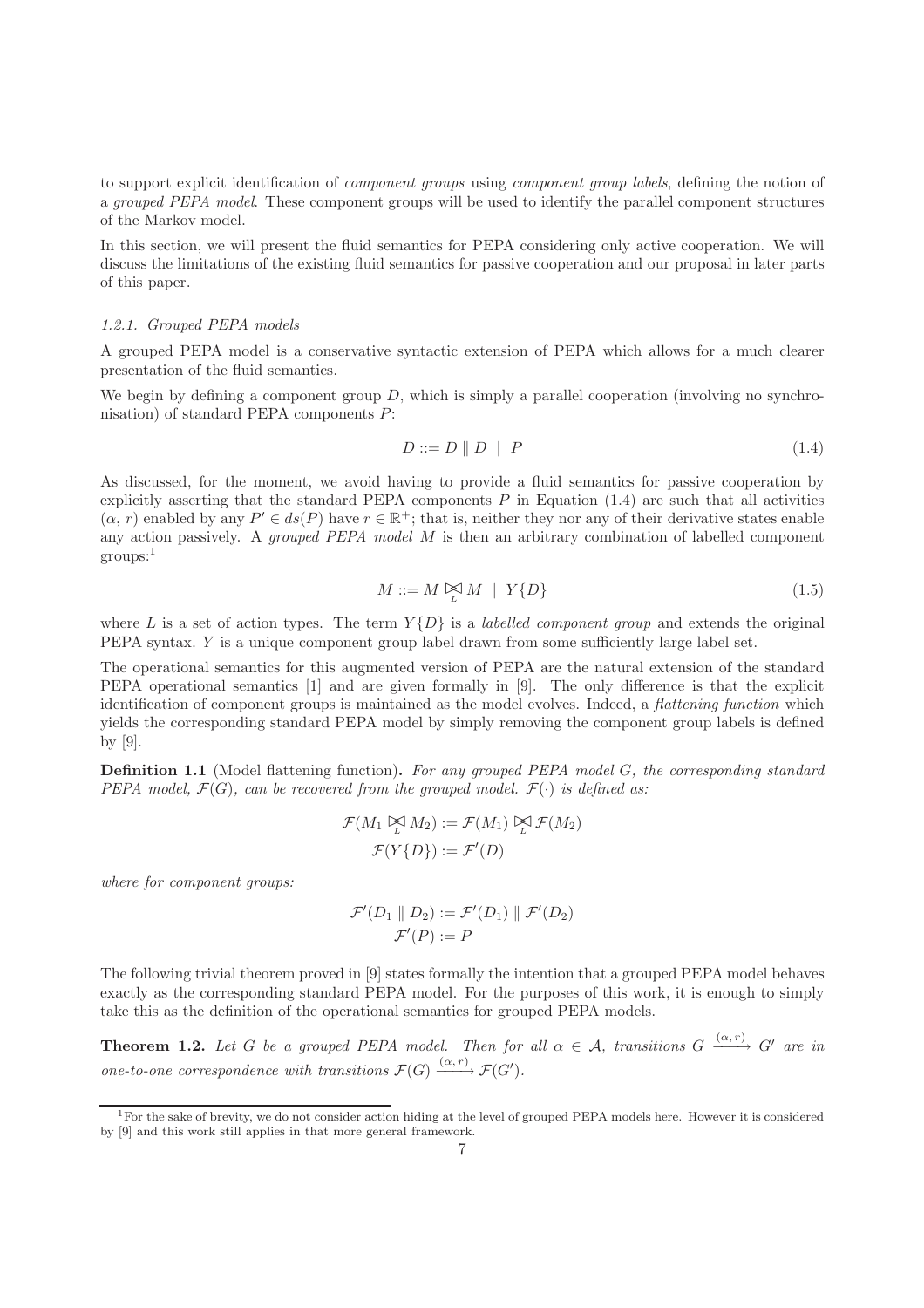to support explicit identification of *component groups* using *component group labels*, defining the notion of a *grouped PEPA model*. These component groups will be used to identify the parallel component structures of the Markov model.

In this section, we will present the fluid semantics for PEPA considering only active cooperation. We will discuss the limitations of the existing fluid semantics for passive cooperation and our proposal in later parts of this paper.

#### *1.2.1. Grouped PEPA models*

A grouped PEPA model is a conservative syntactic extension of PEPA which allows for a much clearer presentation of the fluid semantics.

We begin by defining a component group $D$, which is simply a parallel cooperation (involving no synchronisation) of standard PEPA components $P$:

$$D ::= D \parallel D \ \mid \ P \tag{1.4}$$

As discussed, for the moment, we avoid having to provide a fluid semantics for passive cooperation by explicitly asserting that the standard PEPA components $P$ in Equation (1.4) are such that all activities $(\alpha, r)$ enabled by any $P' \in ds(P)$ have $r \in \mathbb{R}^+$; that is, neither they nor any of their derivative states enable any action passively. A *grouped PEPA model* $M$ is then an arbitrary combination of labelled component groups:[1]

$$M ::= M \underset{L}{\bowtie} M \ \mid \ Y\{D\} \tag{1.5}$$

where $L$ is a set of action types. The term $Y\{D\}$ is a *labelled component group* and extends the original PEPA syntax. $Y$ is a unique component group label drawn from some sufficiently large label set.

The operational semantics for this augmented version of PEPA are the natural extension of the standard PEPA operational semantics [1] and are given formally in [9]. The only difference is that the explicit identification of component groups is maintained as the model evolves. Indeed, a *flattening function* which yields the corresponding standard PEPA model by simply removing the component group labels is defined by [9].

**Definition 1.1** (Model flattening function)**.** *For any grouped PEPA model $G$, the corresponding standard PEPA model, $\mathcal{F}(G)$, can be recovered from the grouped model. $\mathcal{F}(\cdot)$ is defined as:*

$$\mathcal{F}(M_1 \underset{L}{\bowtie} M_2) := \mathcal{F}(M_1) \underset{L}{\bowtie} \mathcal{F}(M_2)$$
$$\mathcal{F}(Y\{D\}) := \mathcal{F}'(D)$$

*where for component groups:*

$$\mathcal{F}'(D_1 \parallel D_2) := \mathcal{F}'(D_1) \parallel \mathcal{F}'(D_2)$$
$$\mathcal{F}'(P) := P$$

The following trivial theorem proved in [9] states formally the intention that a grouped PEPA model behaves exactly as the corresponding standard PEPA model. For the purposes of this work, it is enough to simply take this as the definition of the operational semantics for grouped PEPA models.

**Theorem 1.2.** *Let $G$ be a grouped PEPA model. Then for all $\alpha \in \mathcal{A}$, transitions $G \xrightarrow{(\alpha,\, r)} G'$ are in one-to-one correspondence with transitions $\mathcal{F}(G) \xrightarrow{(\alpha,\, r)} \mathcal{F}(G')$.*

[1] For the sake of brevity, we do not consider action hiding at the level of grouped PEPA models here. However it is considered by [9] and this work still applies in that more general framework.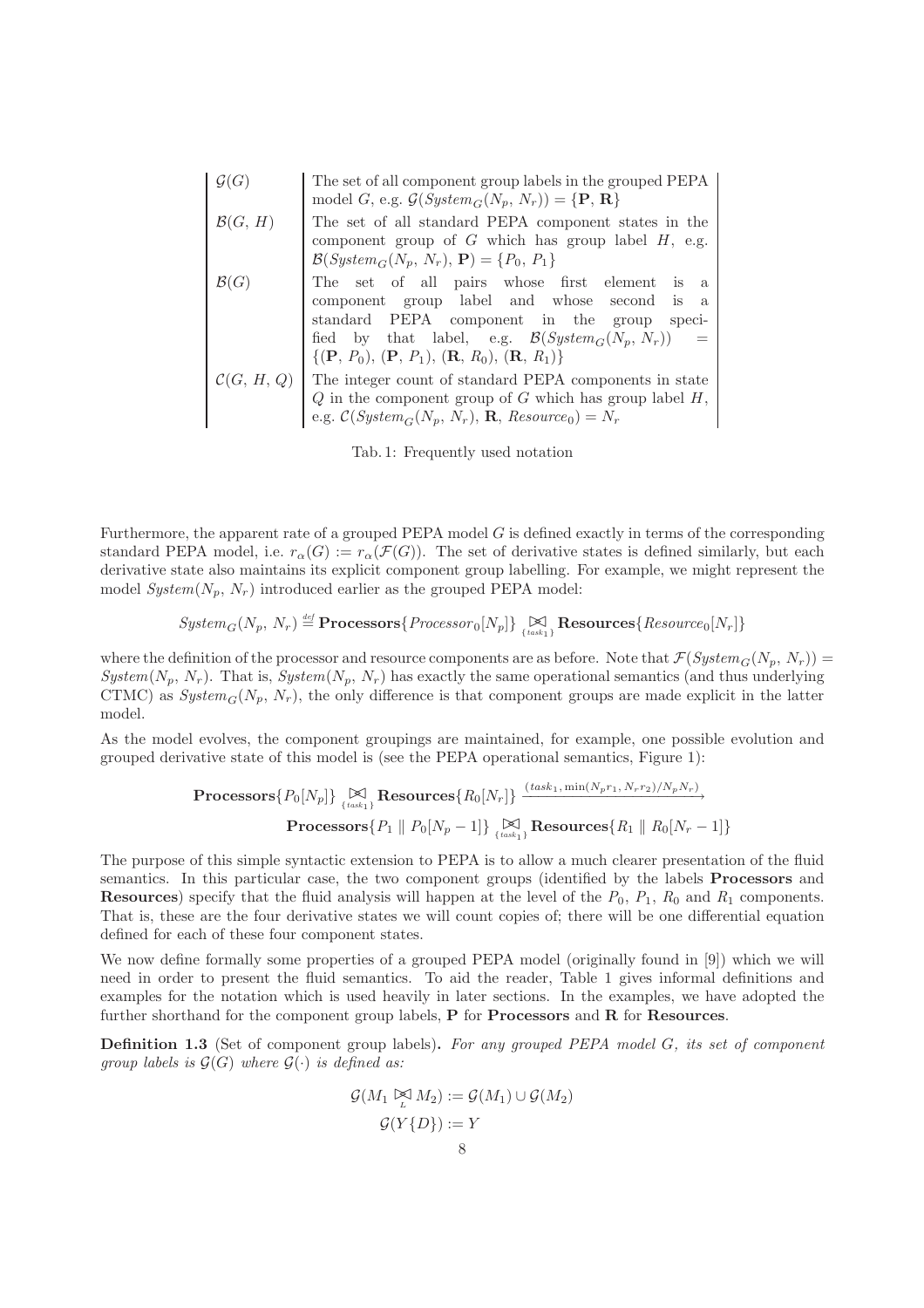| | |
|---|---|
| $\mathcal{G}(G)$ | The set of all component group labels in the grouped PEPA model $G$, e.g. $\mathcal{G}(System_G(N_p, N_r)) = \{\mathbf{P}, \mathbf{R}\}$ |
| $\mathcal{B}(G, H)$ | The set of all standard PEPA component states in the component group of $G$ which has group label $H$, e.g. $\mathcal{B}(System_G(N_p, N_r), \mathbf{P}) = \{P_0, P_1\}$ |
| $\mathcal{B}(G)$ | The set of all pairs whose first element is a component group label and whose second is a standard PEPA component in the group specified by that label, e.g. $\mathcal{B}(System_G(N_p, N_r)) = \{(\mathbf{P}, P_0), (\mathbf{P}, P_1), (\mathbf{R}, R_0), (\mathbf{R}, R_1)\}$ |
| $\mathcal{C}(G, H, Q)$ | The integer count of standard PEPA components in state $Q$ in the component group of $G$ which has group label $H$, e.g. $\mathcal{C}(System_G(N_p, N_r), \mathbf{R}, Resource_0) = N_r$ |

Tab. 1: Frequently used notation

Furthermore, the apparent rate of a grouped PEPA model $G$ is defined exactly in terms of the corresponding standard PEPA model, i.e. $r_\alpha(G) := r_\alpha(\mathcal{F}(G))$. The set of derivative states is defined similarly, but each derivative state also maintains its explicit component group labelling. For example, we might represent the model $System(N_p, N_r)$ introduced earlier as the grouped PEPA model:

$$System_G(N_p, N_r) \stackrel{def}{=} \mathbf{Processors}\{Processor_0[N_p]\} \underset{\{task_1\}}{\bowtie} \mathbf{Resources}\{Resource_0[N_r]\}$$

where the definition of the processor and resource components are as before. Note that $\mathcal{F}(System_G(N_p, N_r)) = System(N_p, N_r)$. That is, $System(N_p, N_r)$ has exactly the same operational semantics (and thus underlying CTMC) as $System_G(N_p, N_r)$, the only difference is that component groups are made explicit in the latter model.

As the model evolves, the component groupings are maintained, for example, one possible evolution and grouped derivative state of this model is (see the PEPA operational semantics, Figure 1):

$$\mathbf{Processors}\{P_0[N_p]\} \underset{\{task_1\}}{\bowtie} \mathbf{Resources}\{R_0[N_r]\} \xrightarrow{(task_1, \min(N_p r_1, N_r r_2)/N_p N_r)}$$
$$\mathbf{Processors}\{P_1 \parallel P_0[N_p - 1]\} \underset{\{task_1\}}{\bowtie} \mathbf{Resources}\{R_1 \parallel R_0[N_r - 1]\}$$

The purpose of this simple syntactic extension to PEPA is to allow a much clearer presentation of the fluid semantics. In this particular case, the two component groups (identified by the labels **Processors** and **Resources**) specify that the fluid analysis will happen at the level of the $P_0$, $P_1$, $R_0$ and $R_1$ components. That is, these are the four derivative states we will count copies of; there will be one differential equation defined for each of these four component states.

We now define formally some properties of a grouped PEPA model (originally found in [9]) which we will need in order to present the fluid semantics. To aid the reader, Table 1 gives informal definitions and examples for the notation which is used heavily in later sections. In the examples, we have adopted the further shorthand for the component group labels, **P** for **Processors** and **R** for **Resources**.

**Definition 1.3** (Set of component group labels)**.** *For any grouped PEPA model $G$, its set of component group labels is $\mathcal{G}(G)$ where $\mathcal{G}(\cdot)$ is defined as:*

$$\mathcal{G}(M_1 \underset{L}{\bowtie} M_2) := \mathcal{G}(M_1) \cup \mathcal{G}(M_2)$$
$$\mathcal{G}(Y\{D\}) := Y$$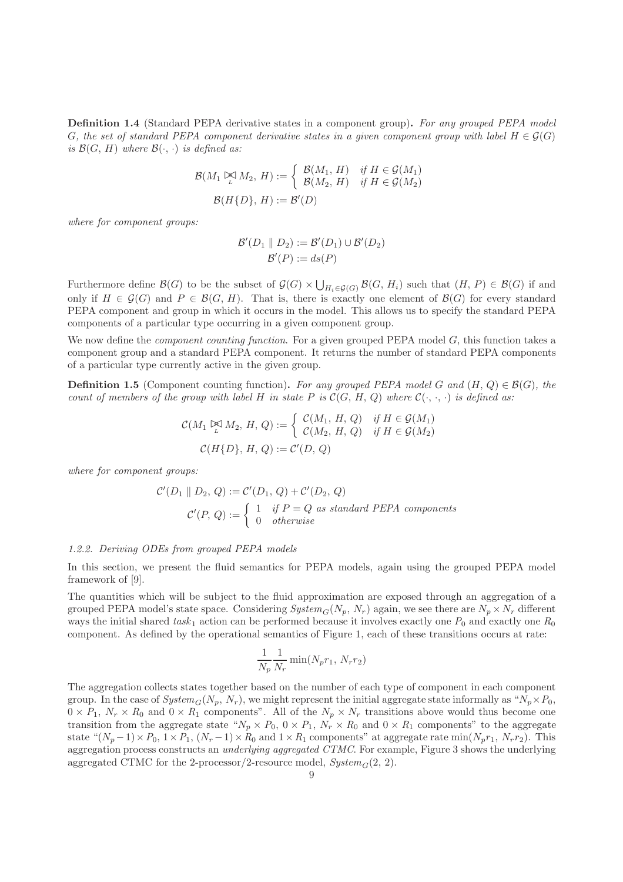**Definition 1.4** (Standard PEPA derivative states in a component group)**.** *For any grouped PEPA model $G$, the set of standard PEPA component derivative states in a given component group with label $H \in \mathcal{G}(G)$ is $\mathcal{B}(G, H)$ where $\mathcal{B}(\cdot, \cdot)$ is defined as:*

$$\mathcal{B}(M_1 \underset{L}{\bowtie} M_2,\, H) := \begin{cases} \mathcal{B}(M_1,\, H) & \text{if } H \in \mathcal{G}(M_1) \\ \mathcal{B}(M_2,\, H) & \text{if } H \in \mathcal{G}(M_2) \end{cases}$$

$$\mathcal{B}(H\{D\},\, H) := \mathcal{B}'(D)$$

*where for component groups:*

$$\mathcal{B}'(D_1 \parallel D_2) := \mathcal{B}'(D_1) \cup \mathcal{B}'(D_2)$$

$$\mathcal{B}'(P) := ds(P)$$

Furthermore define $\mathcal{B}(G)$ to be the subset of $\mathcal{G}(G) \times \bigcup_{H_i \in \mathcal{G}(G)} \mathcal{B}(G, H_i)$ such that $(H, P) \in \mathcal{B}(G)$ if and only if $H \in \mathcal{G}(G)$ and $P \in \mathcal{B}(G, H)$. That is, there is exactly one element of $\mathcal{B}(G)$ for every standard PEPA component and group in which it occurs in the model. This allows us to specify the standard PEPA components of a particular type occurring in a given component group.

We now define the *component counting function*. For a given grouped PEPA model $G$, this function takes a component group and a standard PEPA component. It returns the number of standard PEPA components of a particular type currently active in the given group.

**Definition 1.5** (Component counting function)**.** *For any grouped PEPA model $G$ and $(H, Q) \in \mathcal{B}(G)$, the count of members of the group with label $H$ in state $P$ is $\mathcal{C}(G, H, Q)$ where $\mathcal{C}(\cdot, \cdot, \cdot)$ is defined as:*

$$\mathcal{C}(M_1 \underset{L}{\bowtie} M_2,\, H,\, Q) := \begin{cases} \mathcal{C}(M_1,\, H,\, Q) & \text{if } H \in \mathcal{G}(M_1) \\ \mathcal{C}(M_2,\, H,\, Q) & \text{if } H \in \mathcal{G}(M_2) \end{cases}$$

$$\mathcal{C}(H\{D\},\, H,\, Q) := \mathcal{C}'(D,\, Q)$$

*where for component groups:*

$$\mathcal{C}'(D_1 \parallel D_2,\, Q) := \mathcal{C}'(D_1,\, Q) + \mathcal{C}'(D_2,\, Q)$$

$$\mathcal{C}'(P,\, Q) := \begin{cases} 1 & \text{if } P = Q \text{ as standard PEPA components} \\ 0 & \text{otherwise} \end{cases}$$

### 1.2.2. Deriving ODEs from grouped PEPA models

In this section, we present the fluid semantics for PEPA models, again using the grouped PEPA model framework of [9].

The quantities which will be subject to the fluid approximation are exposed through an aggregation of a grouped PEPA model's state space. Considering $System_G(N_p, N_r)$ again, we see there are $N_p \times N_r$ different ways the initial shared $task_1$ action can be performed because it involves exactly one $P_0$ and exactly one $R_0$ component. As defined by the operational semantics of Figure 1, each of these transitions occurs at rate:

$$\frac{1}{N_p}\frac{1}{N_r}\min(N_p r_1,\, N_r r_2)$$

The aggregation collects states together based on the number of each type of component in each component group. In the case of $System_G(N_p, N_r)$, we might represent the initial aggregate state informally as "$N_p \times P_0$, $0 \times P_1$, $N_r \times R_0$ and $0 \times R_1$ components". All of the $N_p \times N_r$ transitions above would thus become one transition from the aggregate state "$N_p \times P_0$, $0 \times P_1$, $N_r \times R_0$ and $0 \times R_1$ components" to the aggregate state "$(N_p - 1) \times P_0$, $1 \times P_1$, $(N_r - 1) \times R_0$ and $1 \times R_1$ components" at aggregate rate $\min(N_p r_1, N_r r_2)$. This aggregation process constructs an *underlying aggregated CTMC*. For example, Figure 3 shows the underlying aggregated CTMC for the 2-processor/2-resource model, $System_G(2, 2)$.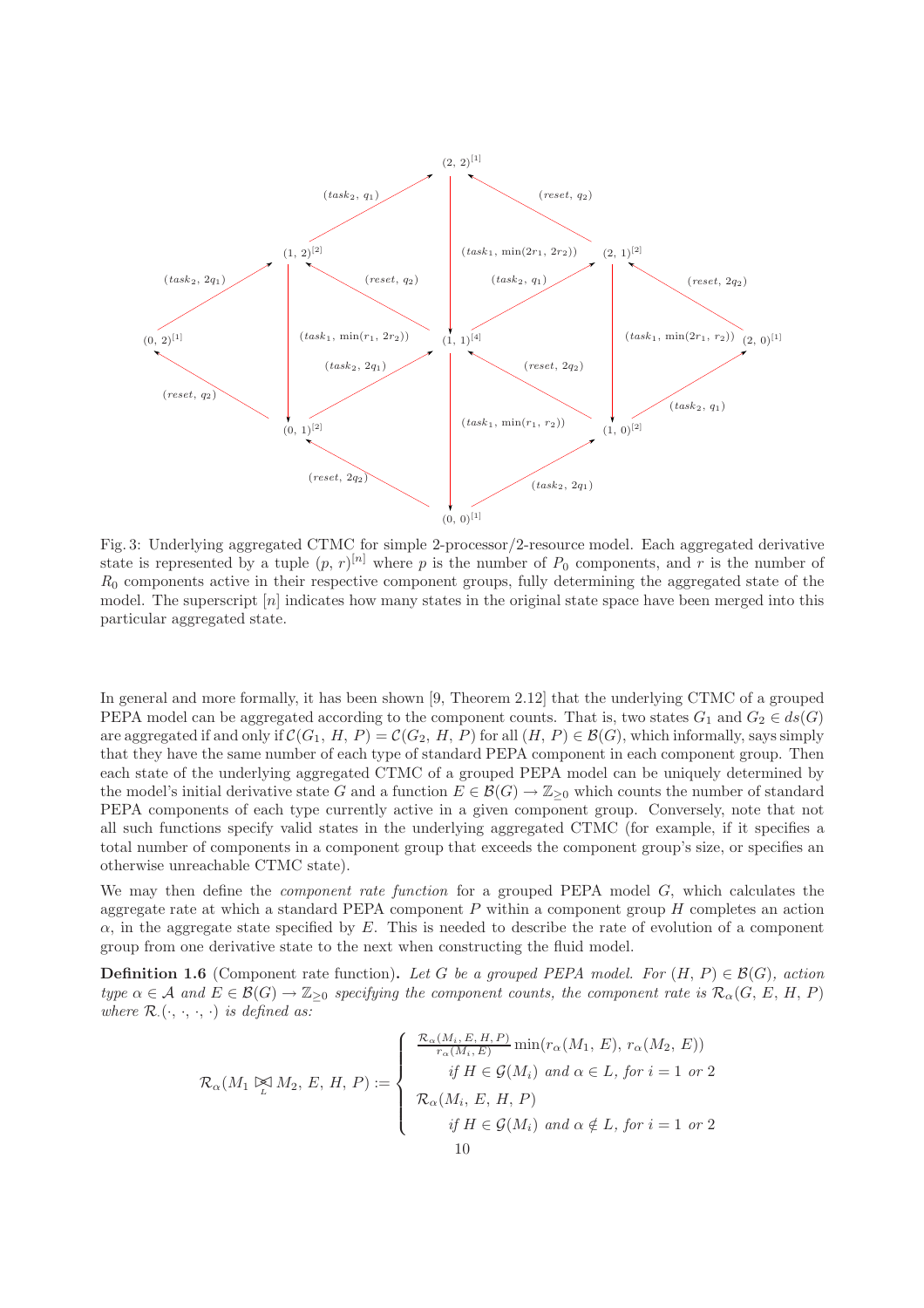Fig. 3: Underlying aggregated CTMC for simple 2-processor/2-resource model. Each aggregated derivative state is represented by a tuple $(p, r)^{[n]}$ where $p$ is the number of $P_0$ components, and $r$ is the number of $R_0$ components active in their respective component groups, fully determining the aggregated state of the model. The superscript $[n]$ indicates how many states in the original state space have been merged into this particular aggregated state.

In general and more formally, it has been shown [9, Theorem 2.12] that the underlying CTMC of a grouped PEPA model can be aggregated according to the component counts. That is, two states $G_1$ and $G_2 \in ds(G)$ are aggregated if and only if $\mathcal{C}(G_1, H, P) = \mathcal{C}(G_2, H, P)$ for all $(H, P) \in \mathcal{B}(G)$, which informally, says simply that they have the same number of each type of standard PEPA component in each component group. Then each state of the underlying aggregated CTMC of a grouped PEPA model can be uniquely determined by the model's initial derivative state $G$ and a function $E \in \mathcal{B}(G) \rightarrow \mathbb{Z}_{\geq 0}$ which counts the number of standard PEPA components of each type currently active in a given component group. Conversely, note that not all such functions specify valid states in the underlying aggregated CTMC (for example, if it specifies a total number of components in a component group that exceeds the component group's size, or specifies an otherwise unreachable CTMC state).

We may then define the *component rate function* for a grouped PEPA model $G$, which calculates the aggregate rate at which a standard PEPA component $P$ within a component group $H$ completes an action $\alpha$, in the aggregate state specified by $E$. This is needed to describe the rate of evolution of a component group from one derivative state to the next when constructing the fluid model.

**Definition 1.6** (Component rate function)**.** *Let $G$ be a grouped PEPA model. For $(H, P) \in \mathcal{B}(G)$, action type $\alpha \in \mathcal{A}$ and $E \in \mathcal{B}(G) \rightarrow \mathbb{Z}_{\geq 0}$ specifying the component counts, the component rate is $\mathcal{R}_\alpha(G, E, H, P)$ where $\mathcal{R}_\cdot(\cdot, \cdot, \cdot, \cdot)$ is defined as:*

$$\mathcal{R}_\alpha(M_1 \underset{L}{\bowtie} M_2, E, H, P) := \begin{cases} \frac{\mathcal{R}_\alpha(M_i, E, H, P)}{r_\alpha(M_i, E)} \min(r_\alpha(M_1, E), r_\alpha(M_2, E)) \\ \qquad \text{if } H \in \mathcal{G}(M_i) \text{ and } \alpha \in L, \text{ for } i = 1 \text{ or } 2 \\ \mathcal{R}_\alpha(M_i, E, H, P) \\ \qquad \text{if } H \in \mathcal{G}(M_i) \text{ and } \alpha \notin L, \text{ for } i = 1 \text{ or } 2 \end{cases}$$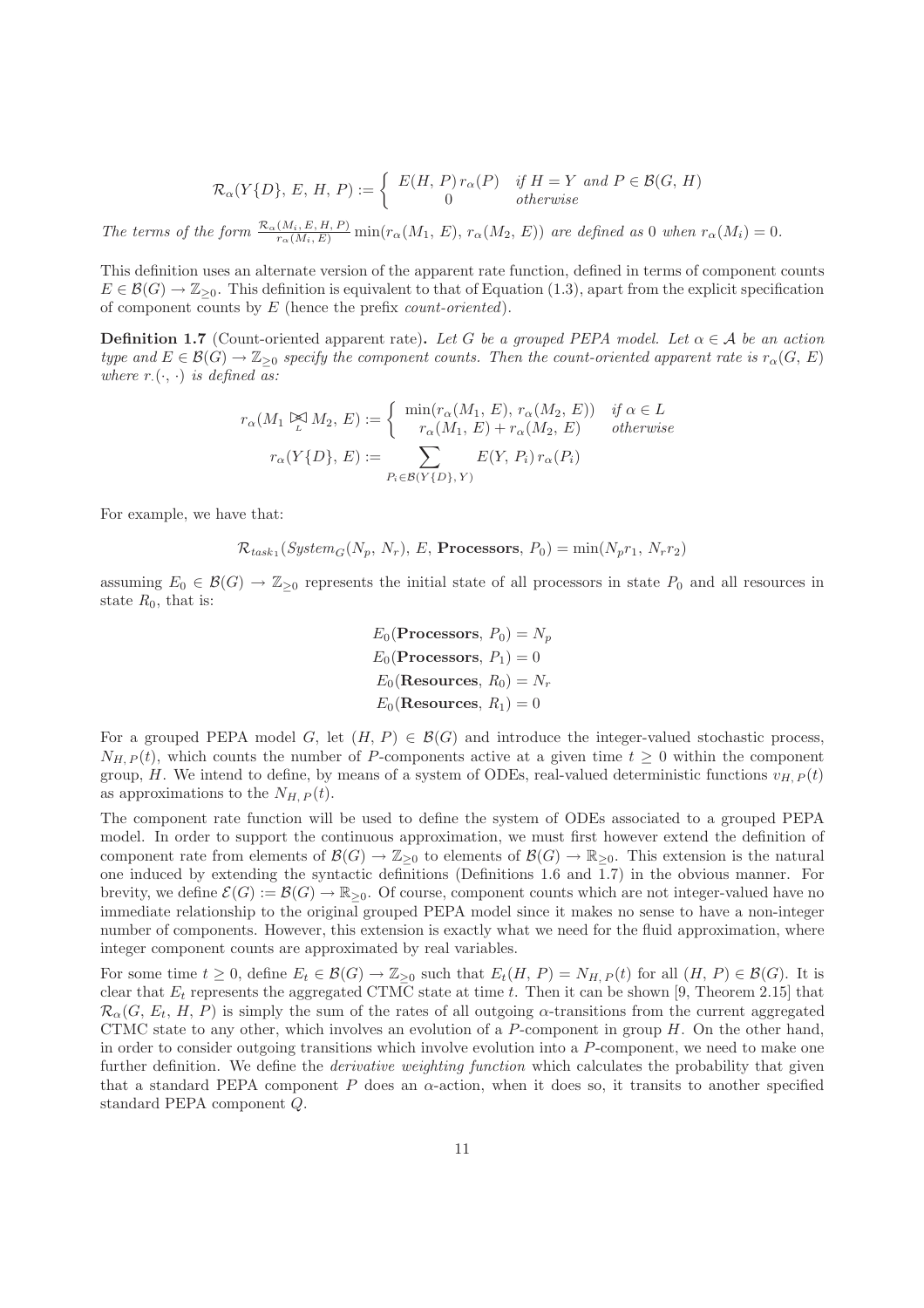$$\mathcal{R}_\alpha(Y\{D\},\, E,\, H,\, P) := \begin{cases} E(H,\, P)\, r_\alpha(P) & \text{if } H = Y \text{ and } P \in \mathcal{B}(G,\, H) \\ 0 & \text{otherwise} \end{cases}$$

*The terms of the form* $\frac{\mathcal{R}_\alpha(M_i,\, E,\, H,\, P)}{r_\alpha(M_i,\, E)} \min(r_\alpha(M_1,\, E),\, r_\alpha(M_2,\, E))$ *are defined as* 0 *when* $r_\alpha(M_i) = 0$.

This definition uses an alternate version of the apparent rate function, defined in terms of component counts $E \in \mathcal{B}(G) \to \mathbb{Z}_{\geq 0}$. This definition is equivalent to that of Equation (1.3), apart from the explicit specification of component counts by $E$ (hence the prefix *count-oriented*).

**Definition 1.7** (Count-oriented apparent rate)**.** *Let $G$ be a grouped PEPA model. Let $\alpha \in \mathcal{A}$ be an action type and $E \in \mathcal{B}(G) \to \mathbb{Z}_{\geq 0}$ specify the component counts. Then the count-oriented apparent rate is $r_\alpha(G,\, E)$ where $r_\cdot(\cdot,\, \cdot)$ is defined as:*

$$r_\alpha(M_1 \underset{L}{\bowtie} M_2,\, E) := \begin{cases} \min(r_\alpha(M_1,\, E),\, r_\alpha(M_2,\, E)) & \text{if } \alpha \in L \\ r_\alpha(M_1,\, E) + r_\alpha(M_2,\, E) & \text{otherwise} \end{cases}$$

$$r_\alpha(Y\{D\},\, E) := \sum_{P_i \in \mathcal{B}(Y\{D\},\, Y)} E(Y,\, P_i)\, r_\alpha(P_i)$$

For example, we have that:

$$\mathcal{R}_{task_1}(System_G(N_p,\, N_r),\, E,\, \textbf{Processors},\, P_0) = \min(N_p r_1,\, N_r r_2)$$

assuming $E_0 \in \mathcal{B}(G) \to \mathbb{Z}_{\geq 0}$ represents the initial state of all processors in state $P_0$ and all resources in state $R_0$, that is:

$$E_0(\textbf{Processors},\, P_0) = N_p$$
$$E_0(\textbf{Processors},\, P_1) = 0$$
$$E_0(\textbf{Resources},\, R_0) = N_r$$
$$E_0(\textbf{Resources},\, R_1) = 0$$

For a grouped PEPA model $G$, let $(H,\, P) \in \mathcal{B}(G)$ and introduce the integer-valued stochastic process, $N_{H,\, P}(t)$, which counts the number of $P$-components active at a given time $t \geq 0$ within the component group, $H$. We intend to define, by means of a system of ODEs, real-valued deterministic functions $v_{H,\, P}(t)$ as approximations to the $N_{H,\, P}(t)$.

The component rate function will be used to define the system of ODEs associated to a grouped PEPA model. In order to support the continuous approximation, we must first however extend the definition of component rate from elements of $\mathcal{B}(G) \to \mathbb{Z}_{\geq 0}$ to elements of $\mathcal{B}(G) \to \mathbb{R}_{\geq 0}$. This extension is the natural one induced by extending the syntactic definitions (Definitions 1.6 and 1.7) in the obvious manner. For brevity, we define $\mathcal{E}(G) := \mathcal{B}(G) \to \mathbb{R}_{\geq 0}$. Of course, component counts which are not integer-valued have no immediate relationship to the original grouped PEPA model since it makes no sense to have a non-integer number of components. However, this extension is exactly what we need for the fluid approximation, where integer component counts are approximated by real variables.

For some time $t \geq 0$, define $E_t \in \mathcal{B}(G) \to \mathbb{Z}_{\geq 0}$ such that $E_t(H,\, P) = N_{H,\, P}(t)$ for all $(H,\, P) \in \mathcal{B}(G)$. It is clear that $E_t$ represents the aggregated CTMC state at time $t$. Then it can be shown [9, Theorem 2.15] that $\mathcal{R}_\alpha(G,\, E_t,\, H,\, P)$ is simply the sum of the rates of all outgoing $\alpha$-transitions from the current aggregated CTMC state to any other, which involves an evolution of a $P$-component in group $H$. On the other hand, in order to consider outgoing transitions which involve evolution into a $P$-component, we need to make one further definition. We define the *derivative weighting function* which calculates the probability that given that a standard PEPA component $P$ does an $\alpha$-action, when it does so, it transits to another specified standard PEPA component $Q$.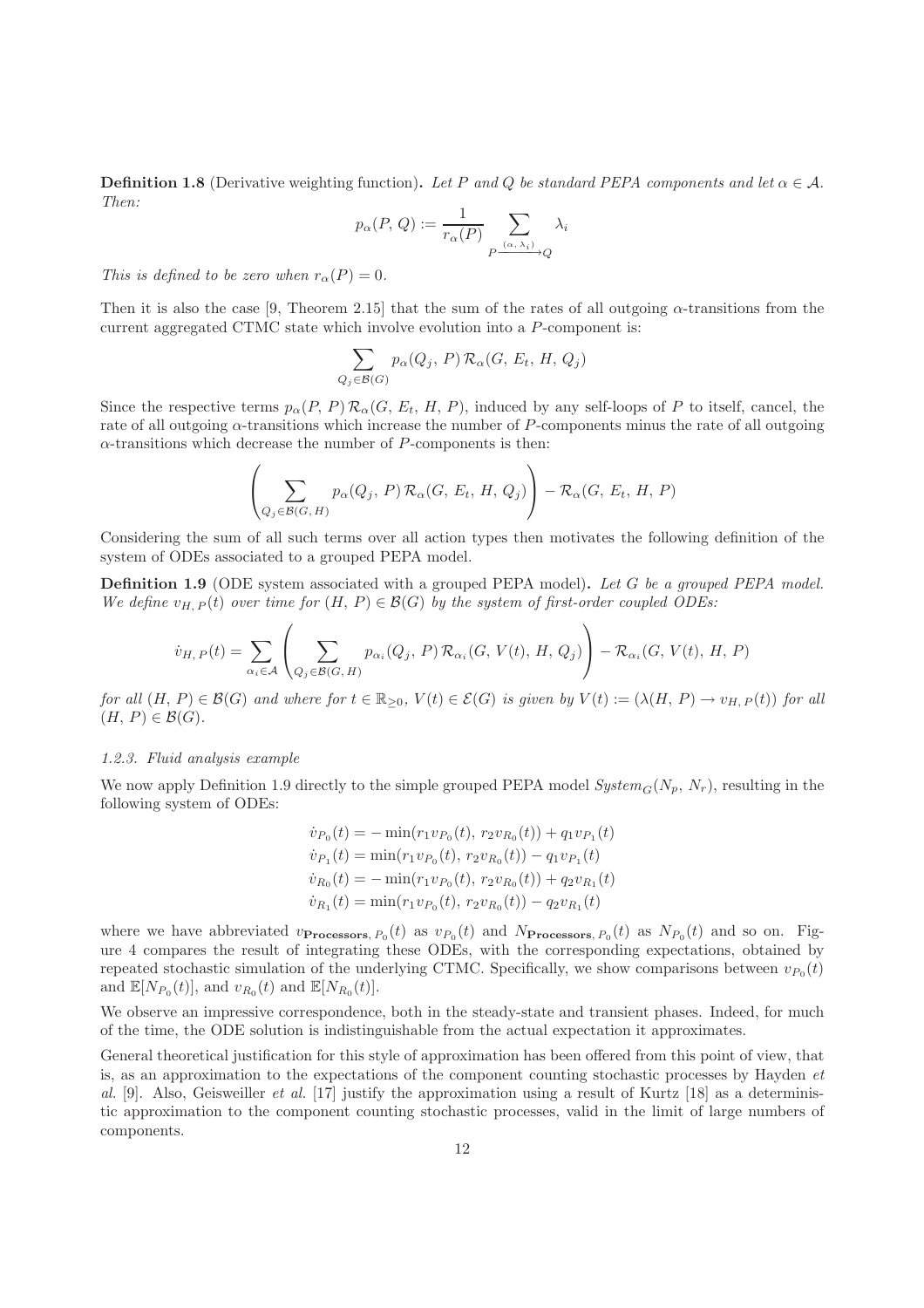**Definition 1.8** (Derivative weighting function). *Let $P$ and $Q$ be standard PEPA components and let $\alpha \in \mathcal{A}$. Then:*

$$p_\alpha(P,\, Q) := \frac{1}{r_\alpha(P)} \sum_{P \xrightarrow{(\alpha,\, \lambda_i)} Q} \lambda_i$$

*This is defined to be zero when $r_\alpha(P) = 0$.*

Then it is also the case [9, Theorem 2.15] that the sum of the rates of all outgoing $\alpha$-transitions from the current aggregated CTMC state which involve evolution into a $P$-component is:

$$\sum_{Q_j \in \mathcal{B}(G)} p_\alpha(Q_j,\, P)\, \mathcal{R}_\alpha(G,\, E_t,\, H,\, Q_j)$$

Since the respective terms $p_\alpha(P,\, P)\, \mathcal{R}_\alpha(G,\, E_t,\, H,\, P)$, induced by any self-loops of $P$ to itself, cancel, the rate of all outgoing $\alpha$-transitions which increase the number of $P$-components minus the rate of all outgoing $\alpha$-transitions which decrease the number of $P$-components is then:

$$\left( \sum_{Q_j \in \mathcal{B}(G,\, H)} p_\alpha(Q_j,\, P)\, \mathcal{R}_\alpha(G,\, E_t,\, H,\, Q_j) \right) - \mathcal{R}_\alpha(G,\, E_t,\, H,\, P)$$

Considering the sum of all such terms over all action types then motivates the following definition of the system of ODEs associated to a grouped PEPA model.

**Definition 1.9** (ODE system associated with a grouped PEPA model). *Let $G$ be a grouped PEPA model. We define $v_{H,\,P}(t)$ over time for $(H,\, P) \in \mathcal{B}(G)$ by the system of first-order coupled ODEs:*

$$\dot{v}_{H,\,P}(t) = \sum_{\alpha_i \in \mathcal{A}} \left( \sum_{Q_j \in \mathcal{B}(G,\, H)} p_{\alpha_i}(Q_j,\, P)\, \mathcal{R}_{\alpha_i}(G,\, V(t),\, H,\, Q_j) \right) - \mathcal{R}_{\alpha_i}(G,\, V(t),\, H,\, P)$$

*for all $(H,\, P) \in \mathcal{B}(G)$ and where for $t \in \mathbb{R}_{\geq 0}$, $V(t) \in \mathcal{E}(G)$ is given by $V(t) := (\lambda(H,\, P) \rightarrow v_{H,\,P}(t))$ for all $(H,\, P) \in \mathcal{B}(G)$.*

#### 1.2.3. Fluid analysis example

We now apply Definition 1.9 directly to the simple grouped PEPA model $System_G(N_p,\, N_r)$, resulting in the following system of ODEs:

$$\begin{aligned}
\dot{v}_{P_0}(t) &= -\min(r_1 v_{P_0}(t),\, r_2 v_{R_0}(t)) + q_1 v_{P_1}(t) \\
\dot{v}_{P_1}(t) &= \min(r_1 v_{P_0}(t),\, r_2 v_{R_0}(t)) - q_1 v_{P_1}(t) \\
\dot{v}_{R_0}(t) &= -\min(r_1 v_{P_0}(t),\, r_2 v_{R_0}(t)) + q_2 v_{R_1}(t) \\
\dot{v}_{R_1}(t) &= \min(r_1 v_{P_0}(t),\, r_2 v_{R_0}(t)) - q_2 v_{R_1}(t)
\end{aligned}$$

where we have abbreviated $v_{\mathbf{Processors},\, P_0}(t)$ as $v_{P_0}(t)$ and $N_{\mathbf{Processors},\, P_0}(t)$ as $N_{P_0}(t)$ and so on. Figure 4 compares the result of integrating these ODEs, with the corresponding expectations, obtained by repeated stochastic simulation of the underlying CTMC. Specifically, we show comparisons between $v_{P_0}(t)$ and $\mathbb{E}[N_{P_0}(t)]$, and $v_{R_0}(t)$ and $\mathbb{E}[N_{R_0}(t)]$.

We observe an impressive correspondence, both in the steady-state and transient phases. Indeed, for much of the time, the ODE solution is indistinguishable from the actual expectation it approximates.

General theoretical justification for this style of approximation has been offered from this point of view, that is, as an approximation to the expectations of the component counting stochastic processes by Hayden *et al.* [9]. Also, Geisweiller *et al.* [17] justify the approximation using a result of Kurtz [18] as a deterministic approximation to the component counting stochastic processes, valid in the limit of large numbers of components.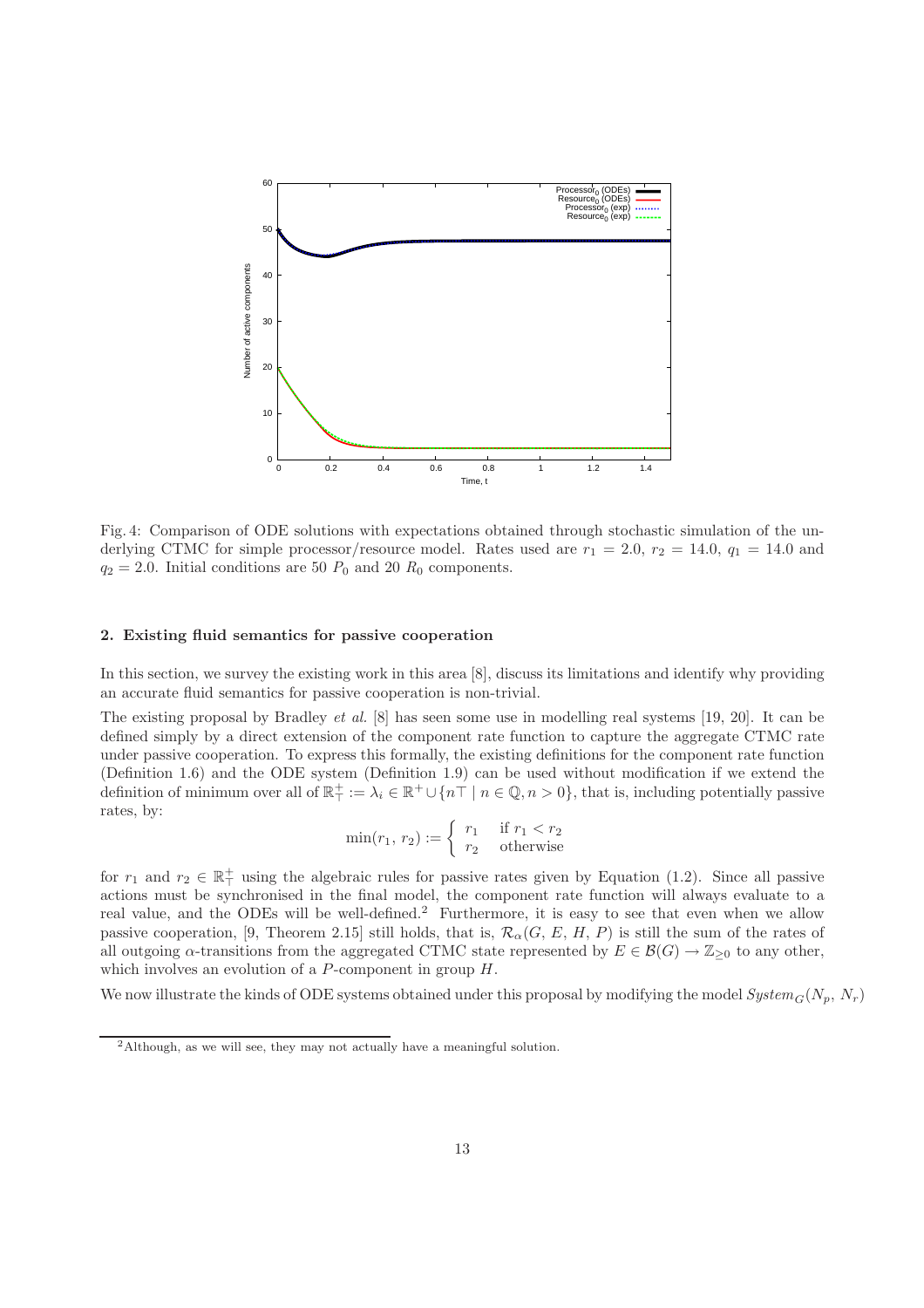Fig. 4: Comparison of ODE solutions with expectations obtained through stochastic simulation of the underlying CTMC for simple processor/resource model. Rates used are $r_1 = 2.0$, $r_2 = 14.0$, $q_1 = 14.0$ and $q_2 = 2.0$. Initial conditions are 50 $P_0$ and 20 $R_0$ components.

## 2. Existing fluid semantics for passive cooperation

In this section, we survey the existing work in this area [8], discuss its limitations and identify why providing an accurate fluid semantics for passive cooperation is non-trivial.

The existing proposal by Bradley *et al.* [8] has seen some use in modelling real systems [19, 20]. It can be defined simply by a direct extension of the component rate function to capture the aggregate CTMC rate under passive cooperation. To express this formally, the existing definitions for the component rate function (Definition 1.6) and the ODE system (Definition 1.9) can be used without modification if we extend the definition of minimum over all of $\mathbb{R}^+_\top := \lambda_i \in \mathbb{R}^+ \cup \{n\top \mid n \in \mathbb{Q}, n > 0\}$, that is, including potentially passive rates, by:

$$\min(r_1, r_2) := \begin{cases} r_1 & \text{if } r_1 < r_2 \\ r_2 & \text{otherwise} \end{cases}$$

for $r_1$ and $r_2 \in \mathbb{R}^+_\top$ using the algebraic rules for passive rates given by Equation (1.2). Since all passive actions must be synchronised in the final model, the component rate function will always evaluate to a real value, and the ODEs will be well-defined.[2] Furthermore, it is easy to see that even when we allow passive cooperation, [9, Theorem 2.15] still holds, that is, $\mathcal{R}_\alpha(G, E, H, P)$ is still the sum of the rates of all outgoing $\alpha$-transitions from the aggregated CTMC state represented by $E \in \mathcal{B}(G) \rightarrow \mathbb{Z}_{\geq 0}$ to any other, which involves an evolution of a $P$-component in group $H$.

We now illustrate the kinds of ODE systems obtained under this proposal by modifying the model $System_G(N_p, N_r)$

[2] Although, as we will see, they may not actually have a meaningful solution.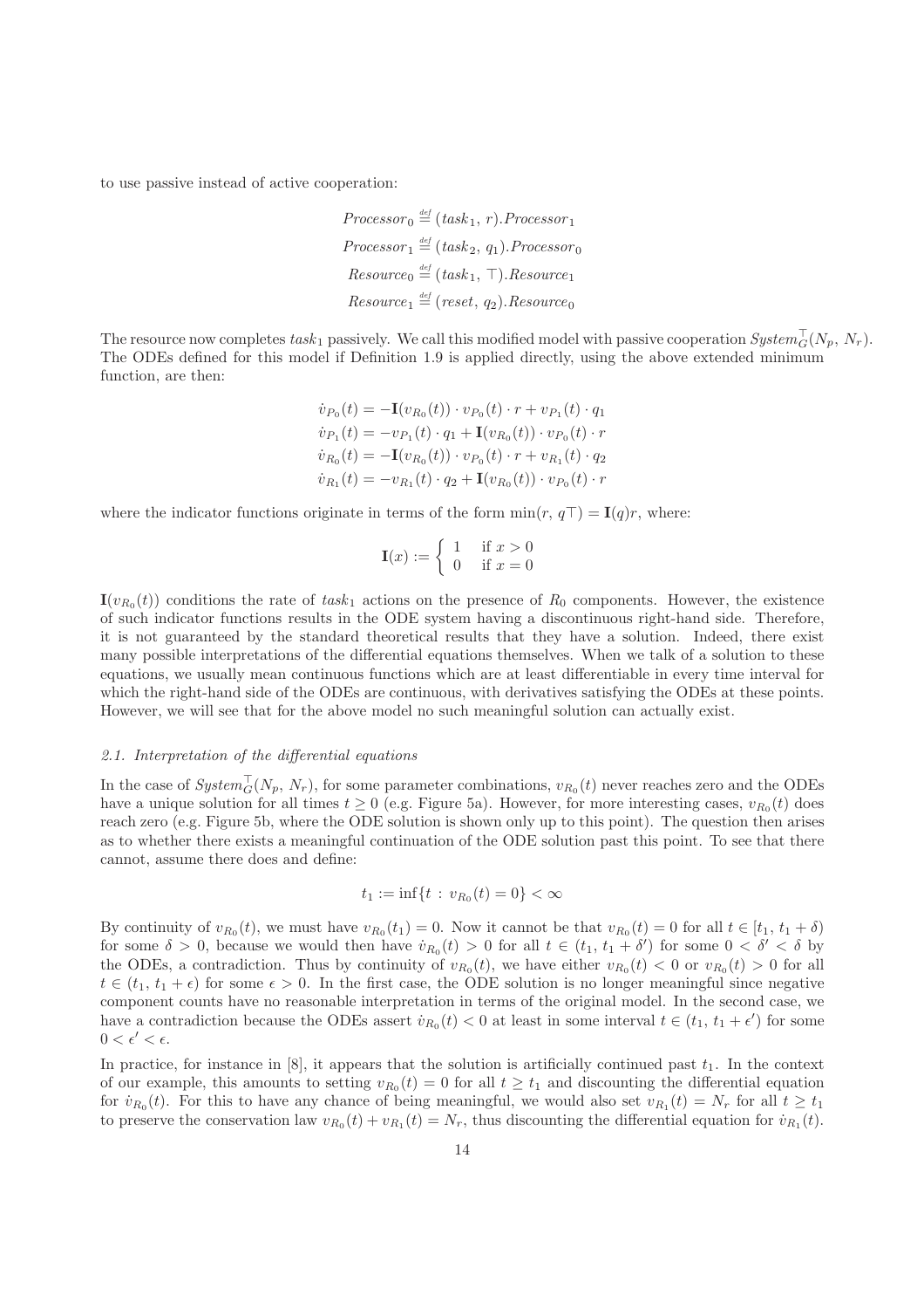to use passive instead of active cooperation:

$$
\begin{aligned}
Processor_0 &\stackrel{def}{=} (task_1,\, r).Processor_1 \\
Processor_1 &\stackrel{def}{=} (task_2,\, q_1).Processor_0 \\
Resource_0 &\stackrel{def}{=} (task_1,\, \top).Resource_1 \\
Resource_1 &\stackrel{def}{=} (reset,\, q_2).Resource_0
\end{aligned}
$$

The resource now completes $task_1$ passively. We call this modified model with passive cooperation $System_G^{\top}(N_p,\, N_r)$. The ODEs defined for this model if Definition 1.9 is applied directly, using the above extended minimum function, are then:

$$
\begin{aligned}
\dot{v}_{P_0}(t) &= -\mathbf{I}(v_{R_0}(t)) \cdot v_{P_0}(t) \cdot r + v_{P_1}(t) \cdot q_1 \\
\dot{v}_{P_1}(t) &= -v_{P_1}(t) \cdot q_1 + \mathbf{I}(v_{R_0}(t)) \cdot v_{P_0}(t) \cdot r \\
\dot{v}_{R_0}(t) &= -\mathbf{I}(v_{R_0}(t)) \cdot v_{P_0}(t) \cdot r + v_{R_1}(t) \cdot q_2 \\
\dot{v}_{R_1}(t) &= -v_{R_1}(t) \cdot q_2 + \mathbf{I}(v_{R_0}(t)) \cdot v_{P_0}(t) \cdot r
\end{aligned}
$$

where the indicator functions originate in terms of the form $\min(r,\, q\top) = \mathbf{I}(q)r$, where:

$$
\mathbf{I}(x) := \begin{cases} 1 & \text{if } x > 0 \\ 0 & \text{if } x = 0 \end{cases}
$$

$\mathbf{I}(v_{R_0}(t))$ conditions the rate of $task_1$ actions on the presence of $R_0$ components. However, the existence of such indicator functions results in the ODE system having a discontinuous right-hand side. Therefore, it is not guaranteed by the standard theoretical results that they have a solution. Indeed, there exist many possible interpretations of the differential equations themselves. When we talk of a solution to these equations, we usually mean continuous functions which are at least differentiable in every time interval for which the right-hand side of the ODEs are continuous, with derivatives satisfying the ODEs at these points. However, we will see that for the above model no such meaningful solution can actually exist.

### 2.1. Interpretation of the differential equations

In the case of $System_G^{\top}(N_p,\, N_r)$, for some parameter combinations, $v_{R_0}(t)$ never reaches zero and the ODEs have a unique solution for all times $t \geq 0$ (e.g. Figure 5a). However, for more interesting cases, $v_{R_0}(t)$ does reach zero (e.g. Figure 5b, where the ODE solution is shown only up to this point). The question then arises as to whether there exists a meaningful continuation of the ODE solution past this point. To see that there cannot, assume there does and define:

$$
t_1 := \inf\{t \,:\, v_{R_0}(t) = 0\} < \infty
$$

By continuity of $v_{R_0}(t)$, we must have $v_{R_0}(t_1) = 0$. Now it cannot be that $v_{R_0}(t) = 0$ for all $t \in [t_1,\, t_1 + \delta)$ for some $\delta > 0$, because we would then have $\dot{v}_{R_0}(t) > 0$ for all $t \in (t_1,\, t_1 + \delta')$ for some $0 < \delta' < \delta$ by the ODEs, a contradiction. Thus by continuity of $v_{R_0}(t)$, we have either $v_{R_0}(t) < 0$ or $v_{R_0}(t) > 0$ for all $t \in (t_1,\, t_1 + \epsilon)$ for some $\epsilon > 0$. In the first case, the ODE solution is no longer meaningful since negative component counts have no reasonable interpretation in terms of the original model. In the second case, we have a contradiction because the ODEs assert $\dot{v}_{R_0}(t) < 0$ at least in some interval $t \in (t_1,\, t_1 + \epsilon')$ for some $0 < \epsilon' < \epsilon$.

In practice, for instance in [8], it appears that the solution is artificially continued past $t_1$. In the context of our example, this amounts to setting $v_{R_0}(t) = 0$ for all $t \geq t_1$ and discounting the differential equation for $\dot{v}_{R_0}(t)$. For this to have any chance of being meaningful, we would also set $v_{R_1}(t) = N_r$ for all $t \geq t_1$ to preserve the conservation law $v_{R_0}(t) + v_{R_1}(t) = N_r$, thus discounting the differential equation for $\dot{v}_{R_1}(t)$.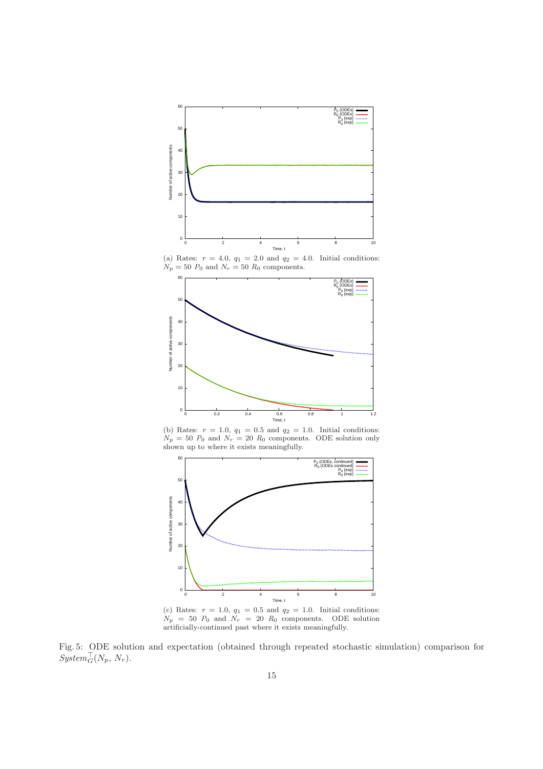(a) Rates: $r = 4.0$, $q_1 = 2.0$ and $q_2 = 4.0$. Initial conditions: $N_p = 50$ $P_0$ and $N_r = 50$ $R_0$ components.

(b) Rates: $r = 1.0$, $q_1 = 0.5$ and $q_2 = 1.0$. Initial conditions: $N_p = 50$ $P_0$ and $N_r = 20$ $R_0$ components. ODE solution only shown up to where it exists meaningfully.

(c) Rates: $r = 1.0$, $q_1 = 0.5$ and $q_2 = 1.0$. Initial conditions: $N_p = 50$ $P_0$ and $N_r = 20$ $R_0$ components. ODE solution artificially-continued past where it exists meaningfully.

Fig. 5: ODE solution and expectation (obtained through repeated stochastic simulation) comparison for $System_G^{\top}(N_p, N_r)$.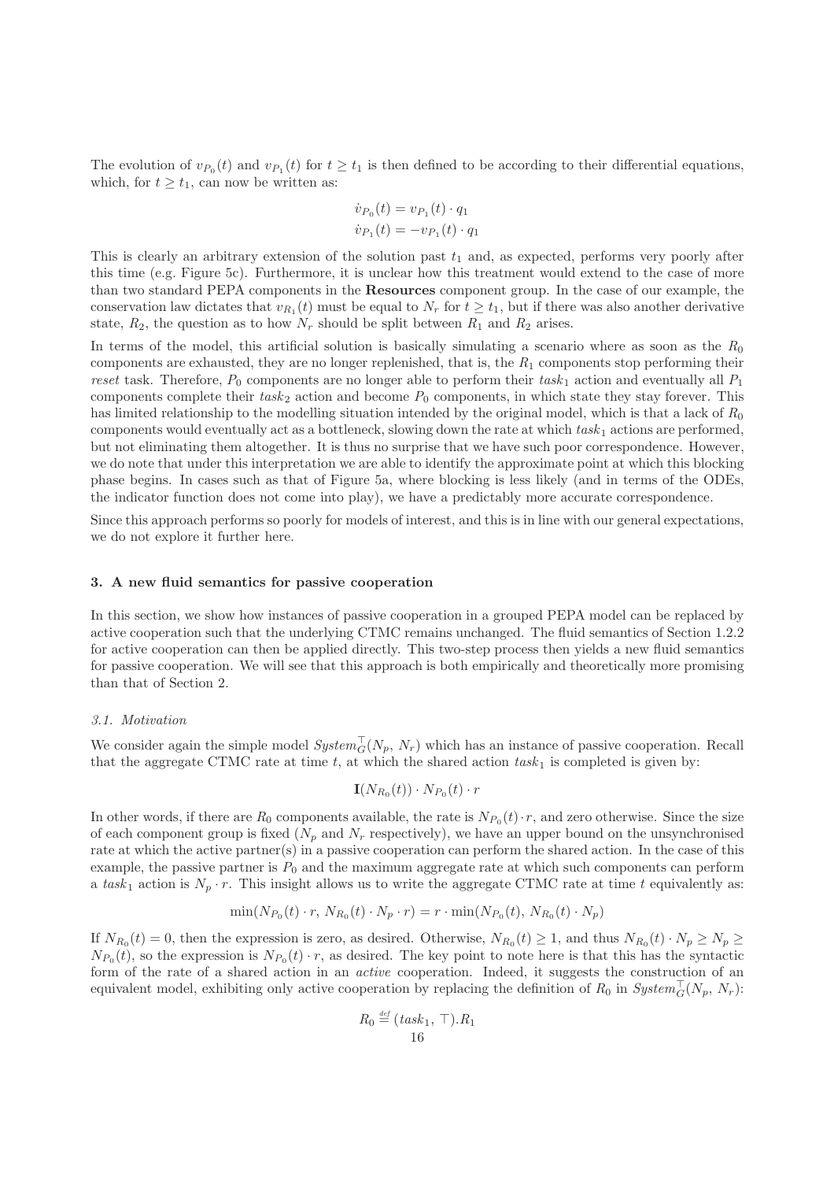The evolution of $v_{P_0}(t)$ and $v_{P_1}(t)$ for $t \geq t_1$ is then defined to be according to their differential equations, which, for $t \geq t_1$, can now be written as:

$$\dot{v}_{P_0}(t) = v_{P_1}(t) \cdot q_1$$
$$\dot{v}_{P_1}(t) = -v_{P_1}(t) \cdot q_1$$

This is clearly an arbitrary extension of the solution past $t_1$ and, as expected, performs very poorly after this time (e.g. Figure 5c). Furthermore, it is unclear how this treatment would extend to the case of more than two standard PEPA components in the **Resources** component group. In the case of our example, the conservation law dictates that $v_{R_1}(t)$ must be equal to $N_r$ for $t \geq t_1$, but if there was also another derivative state, $R_2$, the question as to how $N_r$ should be split between $R_1$ and $R_2$ arises.

In terms of the model, this artificial solution is basically simulating a scenario where as soon as the $R_0$ components are exhausted, they are no longer replenished, that is, the $R_1$ components stop performing their *reset* task. Therefore, $P_0$ components are no longer able to perform their $task_1$ action and eventually all $P_1$ components complete their $task_2$ action and become $P_0$ components, in which state they stay forever. This has limited relationship to the modelling situation intended by the original model, which is that a lack of $R_0$ components would eventually act as a bottleneck, slowing down the rate at which $task_1$ actions are performed, but not eliminating them altogether. It is thus no surprise that we have such poor correspondence. However, we do note that under this interpretation we are able to identify the approximate point at which this blocking phase begins. In cases such as that of Figure 5a, where blocking is less likely (and in terms of the ODEs, the indicator function does not come into play), we have a predictably more accurate correspondence.

Since this approach performs so poorly for models of interest, and this is in line with our general expectations, we do not explore it further here.

### 3. A new fluid semantics for passive cooperation

In this section, we show how instances of passive cooperation in a grouped PEPA model can be replaced by active cooperation such that the underlying CTMC remains unchanged. The fluid semantics of Section 1.2.2 for active cooperation can then be applied directly. This two-step process then yields a new fluid semantics for passive cooperation. We will see that this approach is both empirically and theoretically more promising than that of Section 2.

#### *3.1. Motivation*

We consider again the simple model $System_G^{\top}(N_p, N_r)$ which has an instance of passive cooperation. Recall that the aggregate CTMC rate at time $t$, at which the shared action $task_1$ is completed is given by:

$$\mathbf{I}(N_{R_0}(t)) \cdot N_{P_0}(t) \cdot r$$

In other words, if there are $R_0$ components available, the rate is $N_{P_0}(t) \cdot r$, and zero otherwise. Since the size of each component group is fixed ($N_p$ and $N_r$ respectively), we have an upper bound on the unsynchronised rate at which the active partner(s) in a passive cooperation can perform the shared action. In the case of this example, the passive partner is $P_0$ and the maximum aggregate rate at which such components can perform a $task_1$ action is $N_p \cdot r$. This insight allows us to write the aggregate CTMC rate at time $t$ equivalently as:

$$\min(N_{P_0}(t) \cdot r,\, N_{R_0}(t) \cdot N_p \cdot r) = r \cdot \min(N_{P_0}(t),\, N_{R_0}(t) \cdot N_p)$$

If $N_{R_0}(t) = 0$, then the expression is zero, as desired. Otherwise, $N_{R_0}(t) \geq 1$, and thus $N_{R_0}(t) \cdot N_p \geq N_p \geq N_{P_0}(t)$, so the expression is $N_{P_0}(t) \cdot r$, as desired. The key point to note here is that this has the syntactic form of the rate of a shared action in an *active* cooperation. Indeed, it suggests the construction of an equivalent model, exhibiting only active cooperation by replacing the definition of $R_0$ in $System_G^{\top}(N_p, N_r)$:

$$R_0 \stackrel{\scriptscriptstyle def}{=} (task_1,\, \top).R_1$$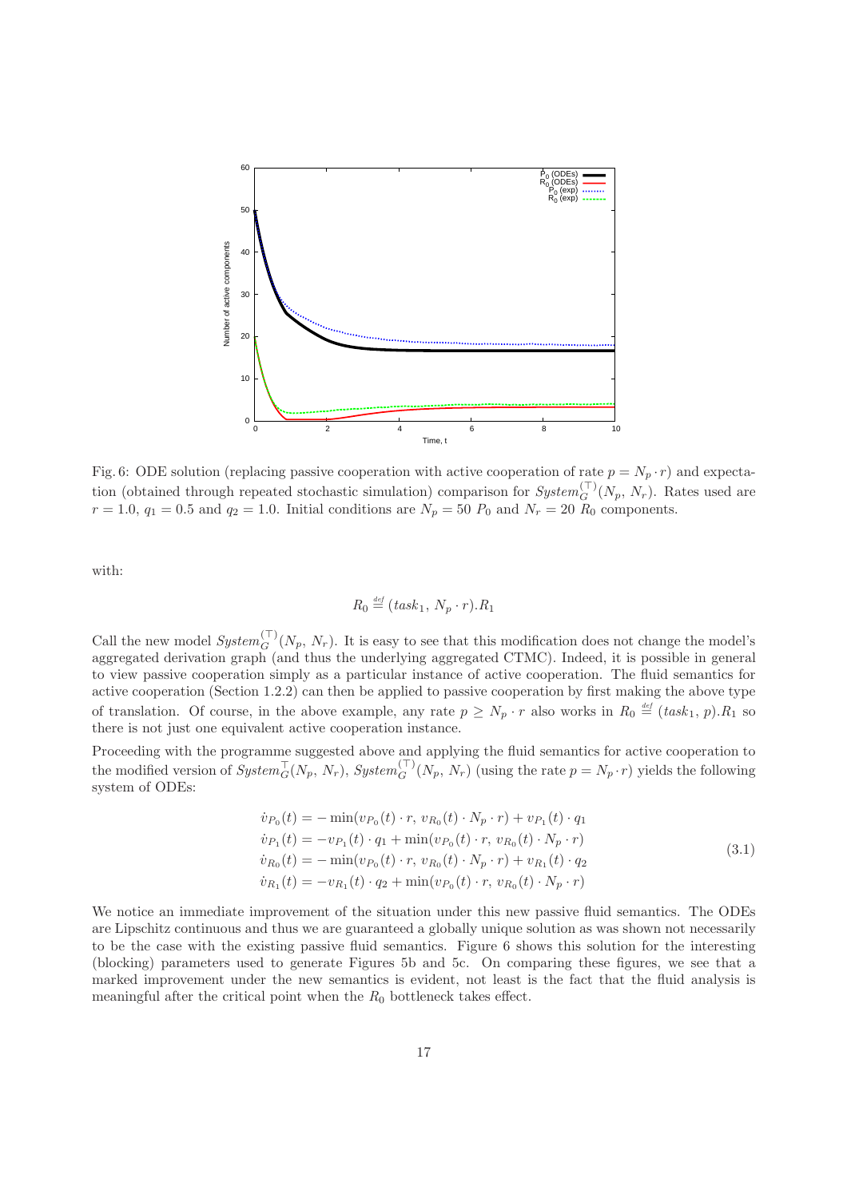Fig. 6: ODE solution (replacing passive cooperation with active cooperation of rate $p = N_p \cdot r$) and expectation (obtained through repeated stochastic simulation) comparison for $System_G^{(\top)}(N_p, N_r)$. Rates used are $r = 1.0$, $q_1 = 0.5$ and $q_2 = 1.0$. Initial conditions are $N_p = 50$ $P_0$ and $N_r = 20$ $R_0$ components.

with:

$$R_0 \stackrel{def}{=} (task_1, N_p \cdot r).R_1$$

Call the new model $System_G^{(\top)}(N_p, N_r)$. It is easy to see that this modification does not change the model's aggregated derivation graph (and thus the underlying aggregated CTMC). Indeed, it is possible in general to view passive cooperation simply as a particular instance of active cooperation. The fluid semantics for active cooperation (Section 1.2.2) can then be applied to passive cooperation by first making the above type of translation. Of course, in the above example, any rate $p \geq N_p \cdot r$ also works in $R_0 \stackrel{def}{=} (task_1, p).R_1$ so there is not just one equivalent active cooperation instance.

Proceeding with the programme suggested above and applying the fluid semantics for active cooperation to the modified version of $System_G^{\top}(N_p, N_r)$, $System_G^{(\top)}(N_p, N_r)$ (using the rate $p = N_p \cdot r$) yields the following system of ODEs:

$$
\begin{aligned}
\dot{v}_{P_0}(t) &= -\min(v_{P_0}(t) \cdot r,\, v_{R_0}(t) \cdot N_p \cdot r) + v_{P_1}(t) \cdot q_1 \\
\dot{v}_{P_1}(t) &= -v_{P_1}(t) \cdot q_1 + \min(v_{P_0}(t) \cdot r,\, v_{R_0}(t) \cdot N_p \cdot r) \\
\dot{v}_{R_0}(t) &= -\min(v_{P_0}(t) \cdot r,\, v_{R_0}(t) \cdot N_p \cdot r) + v_{R_1}(t) \cdot q_2 \\
\dot{v}_{R_1}(t) &= -v_{R_1}(t) \cdot q_2 + \min(v_{P_0}(t) \cdot r,\, v_{R_0}(t) \cdot N_p \cdot r)
\end{aligned}
\tag{3.1}
$$

We notice an immediate improvement of the situation under this new passive fluid semantics. The ODEs are Lipschitz continuous and thus we are guaranteed a globally unique solution as was shown not necessarily to be the case with the existing passive fluid semantics. Figure 6 shows this solution for the interesting (blocking) parameters used to generate Figures 5b and 5c. On comparing these figures, we see that a marked improvement under the new semantics is evident, not least is the fact that the fluid analysis is meaningful after the critical point when the $R_0$ bottleneck takes effect.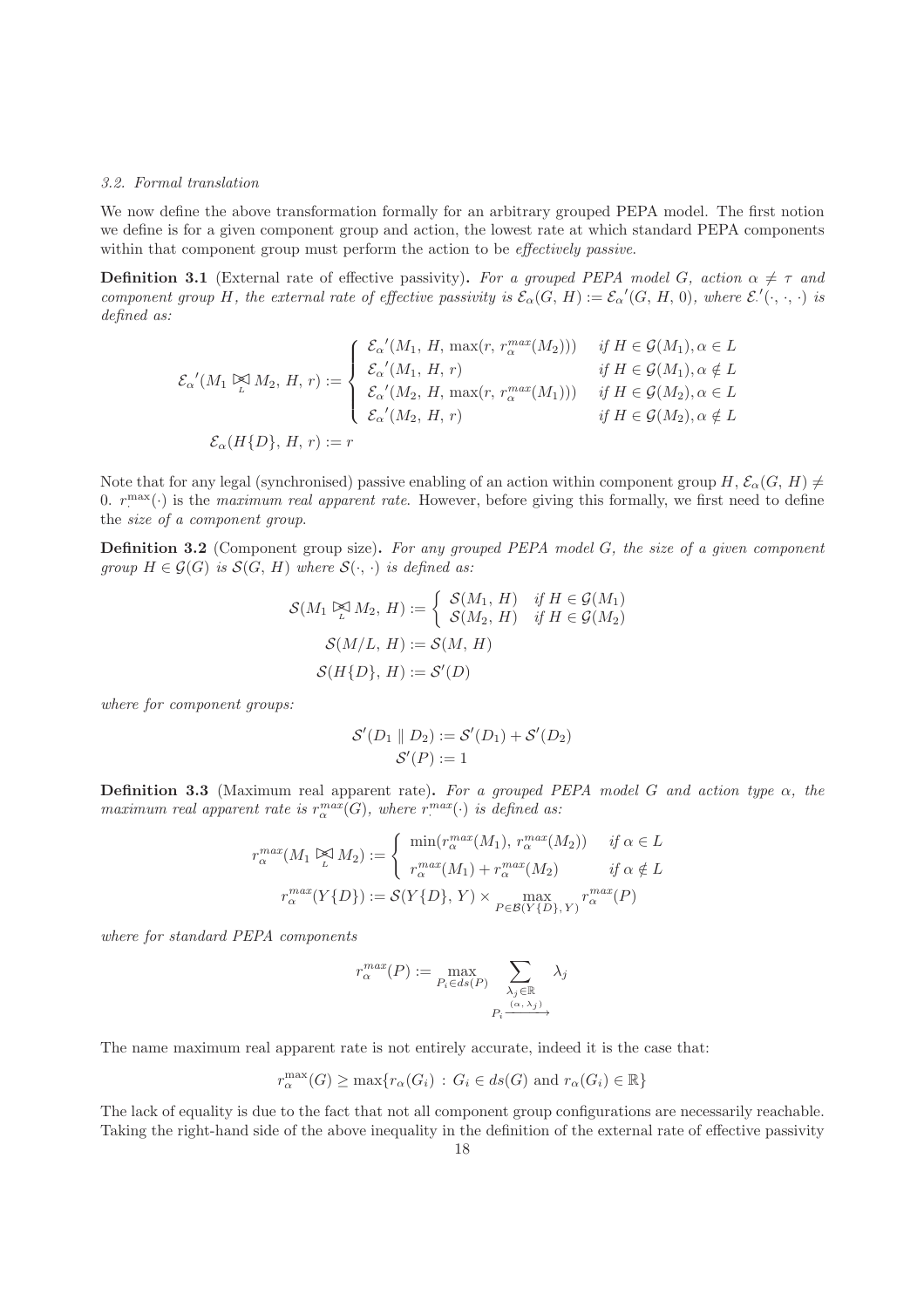### 3.2. Formal translation

We now define the above transformation formally for an arbitrary grouped PEPA model. The first notion we define is for a given component group and action, the lowest rate at which standard PEPA components within that component group must perform the action to be *effectively passive*.

**Definition 3.1** (External rate of effective passivity)**.** *For a grouped PEPA model $G$, action $\alpha \neq \tau$ and component group $H$, the external rate of effective passivity is $\mathcal{E}_\alpha(G, H) := \mathcal{E}_\alpha{}'(G, H, 0)$, where $\mathcal{E}.'(\cdot, \cdot, \cdot)$ is defined as:*

$$
\mathcal{E}_\alpha{}'(M_1 \underset{L}{\bowtie} M_2,\, H,\, r) := \begin{cases} \mathcal{E}_\alpha{}'(M_1,\, H,\, \max(r,\, r_\alpha^{max}(M_2))) & \text{if } H \in \mathcal{G}(M_1), \alpha \in L \\ \mathcal{E}_\alpha{}'(M_1,\, H,\, r) & \text{if } H \in \mathcal{G}(M_1), \alpha \notin L \\ \mathcal{E}_\alpha{}'(M_2,\, H,\, \max(r,\, r_\alpha^{max}(M_1))) & \text{if } H \in \mathcal{G}(M_2), \alpha \in L \\ \mathcal{E}_\alpha{}'(M_2,\, H,\, r) & \text{if } H \in \mathcal{G}(M_2), \alpha \notin L \end{cases}
$$

$$
\mathcal{E}_\alpha(H\{D\},\, H,\, r) := r
$$

Note that for any legal (synchronised) passive enabling of an action within component group $H$, $\mathcal{E}_\alpha(G, H) \neq 0$. $r_\cdot^{\max}(\cdot)$ is the *maximum real apparent rate*. However, before giving this formally, we first need to define the *size of a component group*.

**Definition 3.2** (Component group size)**.** *For any grouped PEPA model $G$, the size of a given component group $H \in \mathcal{G}(G)$ is $\mathcal{S}(G, H)$ where $\mathcal{S}(\cdot, \cdot)$ is defined as:*

$$
\mathcal{S}(M_1 \underset{L}{\bowtie} M_2,\, H) := \begin{cases} \mathcal{S}(M_1,\, H) & \text{if } H \in \mathcal{G}(M_1) \\ \mathcal{S}(M_2,\, H) & \text{if } H \in \mathcal{G}(M_2) \end{cases}
$$

$$
\mathcal{S}(M/L,\, H) := \mathcal{S}(M,\, H)
$$

$$
\mathcal{S}(H\{D\},\, H) := \mathcal{S}'(D)
$$

*where for component groups:*

$$
\mathcal{S}'(D_1 \parallel D_2) := \mathcal{S}'(D_1) + \mathcal{S}'(D_2)
$$

$$
\mathcal{S}'(P) := 1
$$

**Definition 3.3** (Maximum real apparent rate)**.** *For a grouped PEPA model $G$ and action type $\alpha$, the maximum real apparent rate is $r_\alpha^{max}(G)$, where $r_\cdot^{max}(\cdot)$ is defined as:*

$$
r_\alpha^{max}(M_1 \underset{L}{\bowtie} M_2) := \begin{cases} \min(r_\alpha^{max}(M_1),\, r_\alpha^{max}(M_2)) & \text{if } \alpha \in L \\ r_\alpha^{max}(M_1) + r_\alpha^{max}(M_2) & \text{if } \alpha \notin L \end{cases}
$$

$$
r_\alpha^{max}(Y\{D\}) := \mathcal{S}(Y\{D\},\, Y) \times \max_{P \in \mathcal{B}(Y\{D\},\, Y)} r_\alpha^{max}(P)
$$

*where for standard PEPA components*

$$
r_\alpha^{max}(P) := \max_{P_i \in ds(P)} \sum_{\substack{\lambda_j \in \mathbb{R} \\ P_i \xrightarrow{(\alpha,\, \lambda_j)}}} \lambda_j
$$

The name maximum real apparent rate is not entirely accurate, indeed it is the case that:

$$
r_\alpha^{\max}(G) \geq \max\{r_\alpha(G_i) \,:\, G_i \in ds(G) \text{ and } r_\alpha(G_i) \in \mathbb{R}\}
$$

The lack of equality is due to the fact that not all component group configurations are necessarily reachable. Taking the right-hand side of the above inequality in the definition of the external rate of effective passivity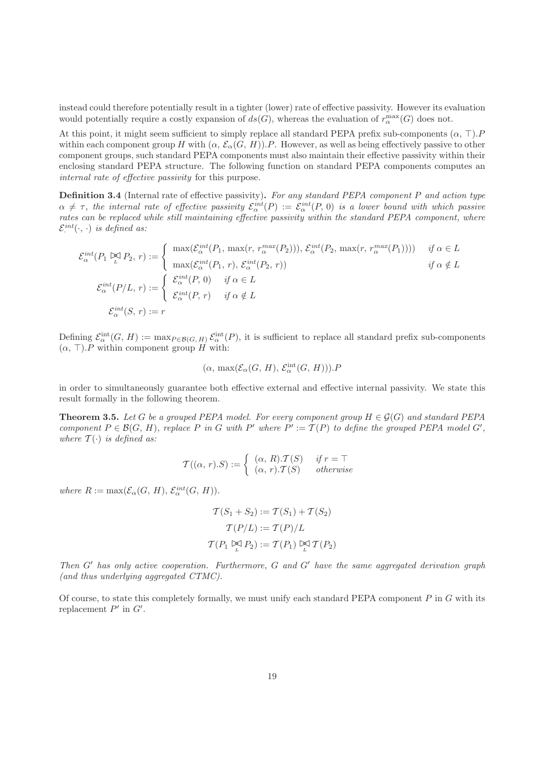instead could therefore potentially result in a tighter (lower) rate of effective passivity. However its evaluation would potentially require a costly expansion of $ds(G)$, whereas the evaluation of $r^{\max}_\alpha(G)$ does not.

At this point, it might seem sufficient to simply replace all standard PEPA prefix sub-components $(\alpha, \top).P$ within each component group $H$ with $(\alpha, \mathcal{E}_\alpha(G, H)).P$. However, as well as being effectively passive to other component groups, such standard PEPA components must also maintain their effective passivity within their enclosing standard PEPA structure. The following function on standard PEPA components computes an *internal rate of effective passivity* for this purpose.

**Definition 3.4** (Internal rate of effective passivity)**.** *For any standard PEPA component $P$ and action type $\alpha \neq \tau$, the internal rate of effective passivity $\mathcal{E}^{int}_\alpha(P) := \mathcal{E}^{int}_\alpha(P, 0)$ is a lower bound with which passive rates can be replaced while still maintaining effective passivity within the standard PEPA component, where $\mathcal{E}^{int}_\cdot(\cdot, \cdot)$ is defined as:*

$$\mathcal{E}^{int}_\alpha(P_1 \underset{L}{\bowtie} P_2, r) := \begin{cases} \max(\mathcal{E}^{int}_\alpha(P_1, \max(r, r^{max}_\alpha(P_2))), \mathcal{E}^{int}_\alpha(P_2, \max(r, r^{max}_\alpha(P_1)))) & \text{if } \alpha \in L \\ \max(\mathcal{E}^{int}_\alpha(P_1, r), \mathcal{E}^{int}_\alpha(P_2, r)) & \text{if } \alpha \notin L \end{cases}$$

$$\mathcal{E}^{int}_\alpha(P/L, r) := \begin{cases} \mathcal{E}^{int}_\alpha(P, 0) & \text{if } \alpha \in L \\ \mathcal{E}^{int}_\alpha(P, r) & \text{if } \alpha \notin L \end{cases}$$

$$\mathcal{E}^{int}_\alpha(S, r) := r$$

Defining $\mathcal{E}^{\text{int}}_\alpha(G, H) := \max_{P \in \mathcal{B}(G, H)} \mathcal{E}^{\text{int}}_\alpha(P)$, it is sufficient to replace all standard prefix sub-components $(\alpha, \top).P$ within component group $H$ with:

$$(\alpha, \max(\mathcal{E}_\alpha(G, H), \mathcal{E}^{\text{int}}_\alpha(G, H))).P$$

in order to simultaneously guarantee both effective external and effective internal passivity. We state this result formally in the following theorem.

**Theorem 3.5.** *Let $G$ be a grouped PEPA model. For every component group $H \in \mathcal{G}(G)$ and standard PEPA component $P \in \mathcal{B}(G, H)$, replace $P$ in $G$ with $P'$ where $P' := \mathcal{T}(P)$ to define the grouped PEPA model $G'$, where $\mathcal{T}(\cdot)$ is defined as:*

$$\mathcal{T}((\alpha, r).S) := \begin{cases} (\alpha, R).\mathcal{T}(S) & \text{if } r = \top \\ (\alpha, r).\mathcal{T}(S) & \text{otherwise} \end{cases}$$

*where $R := \max(\mathcal{E}_\alpha(G, H), \mathcal{E}^{int}_\alpha(G, H))$.*

$$\mathcal{T}(S_1 + S_2) := \mathcal{T}(S_1) + \mathcal{T}(S_2)$$

$$\mathcal{T}(P/L) := \mathcal{T}(P)/L$$

$$\mathcal{T}(P_1 \underset{L}{\bowtie} P_2) := \mathcal{T}(P_1) \underset{L}{\bowtie} \mathcal{T}(P_2)$$

*Then $G'$ has only active cooperation. Furthermore, $G$ and $G'$ have the same aggregated derivation graph (and thus underlying aggregated CTMC).*

Of course, to state this completely formally, we must unify each standard PEPA component $P$ in $G$ with its replacement $P'$ in $G'$.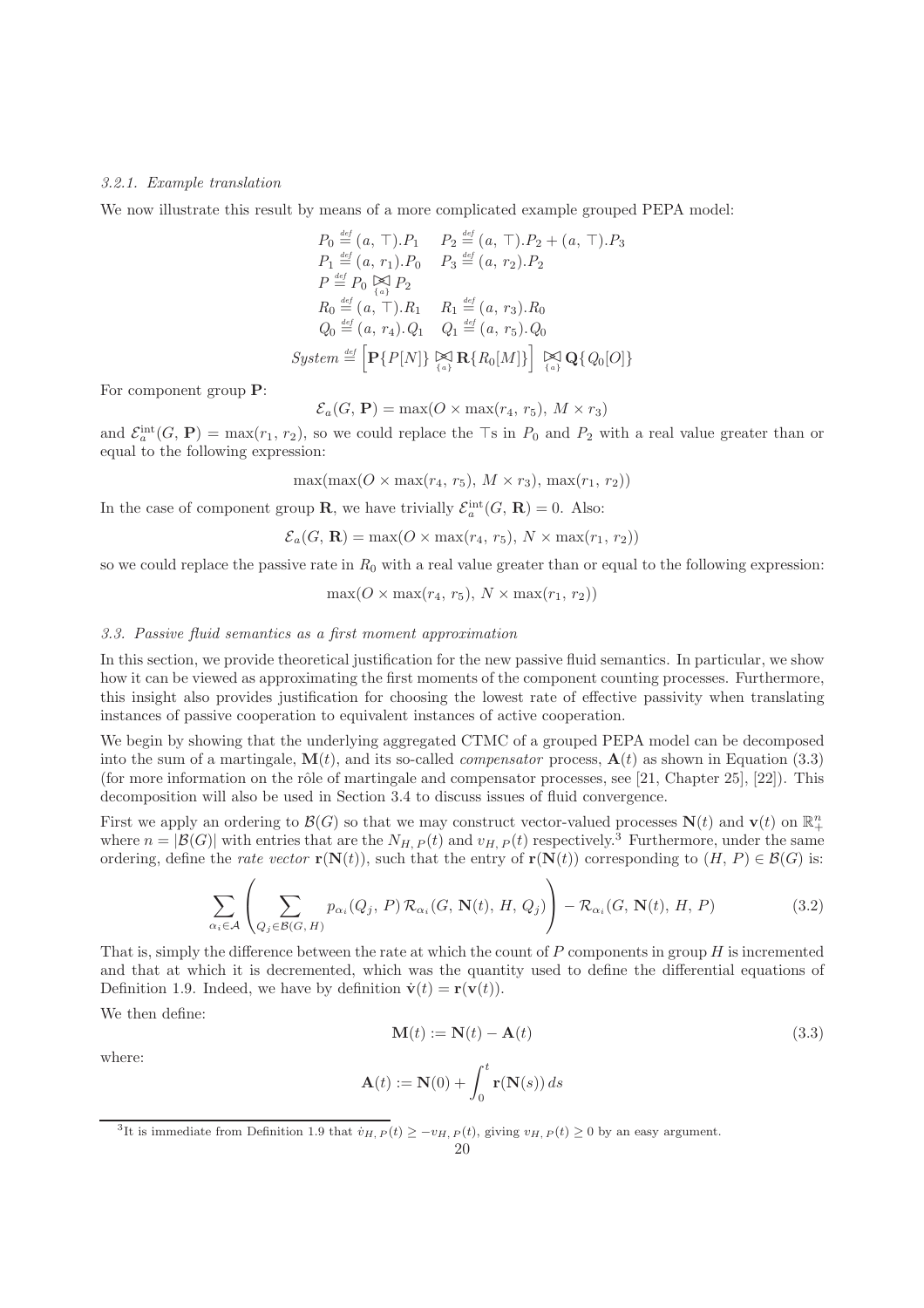#### 3.2.1. Example translation

We now illustrate this result by means of a more complicated example grouped PEPA model:

$$
\begin{aligned}
&P_0 \stackrel{\text{def}}{=} (a,\, \top).P_1 \qquad P_2 \stackrel{\text{def}}{=} (a,\, \top).P_2 + (a,\, \top).P_3 \\
&P_1 \stackrel{\text{def}}{=} (a,\, r_1).P_0 \qquad P_3 \stackrel{\text{def}}{=} (a,\, r_2).P_2 \\
&P \stackrel{\text{def}}{=} P_0 \underset{\{a\}}{\bowtie} P_2 \\
&R_0 \stackrel{\text{def}}{=} (a,\, \top).R_1 \qquad R_1 \stackrel{\text{def}}{=} (a,\, r_3).R_0 \\
&Q_0 \stackrel{\text{def}}{=} (a,\, r_4).Q_1 \qquad Q_1 \stackrel{\text{def}}{=} (a,\, r_5).Q_0 \\
&\mathit{System} \stackrel{\text{def}}{=} \left[\mathbf{P}\{P[N]\} \underset{\{a\}}{\bowtie} \mathbf{R}\{R_0[M]\}\right] \underset{\{a\}}{\bowtie} \mathbf{Q}\{Q_0[O]\}
\end{aligned}
$$

For component group $\mathbf{P}$:

$$\mathcal{E}_a(G,\, \mathbf{P}) = \max(O \times \max(r_4,\, r_5),\, M \times r_3)$$

and $\mathcal{E}_a^{\text{int}}(G,\, \mathbf{P}) = \max(r_1,\, r_2)$, so we could replace the $\top$s in $P_0$ and $P_2$ with a real value greater than or equal to the following expression:

$$\max(\max(O \times \max(r_4,\, r_5),\, M \times r_3),\, \max(r_1,\, r_2))$$

In the case of component group $\mathbf{R}$, we have trivially $\mathcal{E}_a^{\text{int}}(G,\, \mathbf{R}) = 0$. Also:

$$\mathcal{E}_a(G,\, \mathbf{R}) = \max(O \times \max(r_4,\, r_5),\, N \times \max(r_1,\, r_2))$$

so we could replace the passive rate in $R_0$ with a real value greater than or equal to the following expression:

$$\max(O \times \max(r_4,\, r_5),\, N \times \max(r_1,\, r_2))$$

### 3.3. Passive fluid semantics as a first moment approximation

In this section, we provide theoretical justification for the new passive fluid semantics. In particular, we show how it can be viewed as approximating the first moments of the component counting processes. Furthermore, this insight also provides justification for choosing the lowest rate of effective passivity when translating instances of passive cooperation to equivalent instances of active cooperation.

We begin by showing that the underlying aggregated CTMC of a grouped PEPA model can be decomposed into the sum of a martingale, $\mathbf{M}(t)$, and its so-called *compensator* process, $\mathbf{A}(t)$ as shown in Equation (3.3) (for more information on the rôle of martingale and compensator processes, see [21, Chapter 25], [22]). This decomposition will also be used in Section 3.4 to discuss issues of fluid convergence.

First we apply an ordering to $\mathcal{B}(G)$ so that we may construct vector-valued processes $\mathbf{N}(t)$ and $\mathbf{v}(t)$ on $\mathbb{R}_+^n$ where $n = |\mathcal{B}(G)|$ with entries that are the $N_{H,\,P}(t)$ and $v_{H,\,P}(t)$ respectively.[3] Furthermore, under the same ordering, define the *rate vector* $\mathbf{r}(\mathbf{N}(t))$, such that the entry of $\mathbf{r}(\mathbf{N}(t))$ corresponding to $(H,\, P) \in \mathcal{B}(G)$ is:

$$\sum_{\alpha_i \in \mathcal{A}} \left( \sum_{Q_j \in \mathcal{B}(G,\, H)} p_{\alpha_i}(Q_j,\, P)\, \mathcal{R}_{\alpha_i}(G,\, \mathbf{N}(t),\, H,\, Q_j) \right) - \mathcal{R}_{\alpha_i}(G,\, \mathbf{N}(t),\, H,\, P) \tag{3.2}$$

That is, simply the difference between the rate at which the count of $P$ components in group $H$ is incremented and that at which it is decremented, which was the quantity used to define the differential equations of Definition 1.9. Indeed, we have by definition $\dot{\mathbf{v}}(t) = \mathbf{r}(\mathbf{v}(t))$.

We then define:

$$\mathbf{M}(t) := \mathbf{N}(t) - \mathbf{A}(t) \tag{3.3}$$

where:

$$\mathbf{A}(t) := \mathbf{N}(0) + \int_0^t \mathbf{r}(\mathbf{N}(s))\, ds$$

[3] It is immediate from Definition 1.9 that $\dot{v}_{H,\,P}(t) \geq -v_{H,\,P}(t)$, giving $v_{H,\,P}(t) \geq 0$ by an easy argument.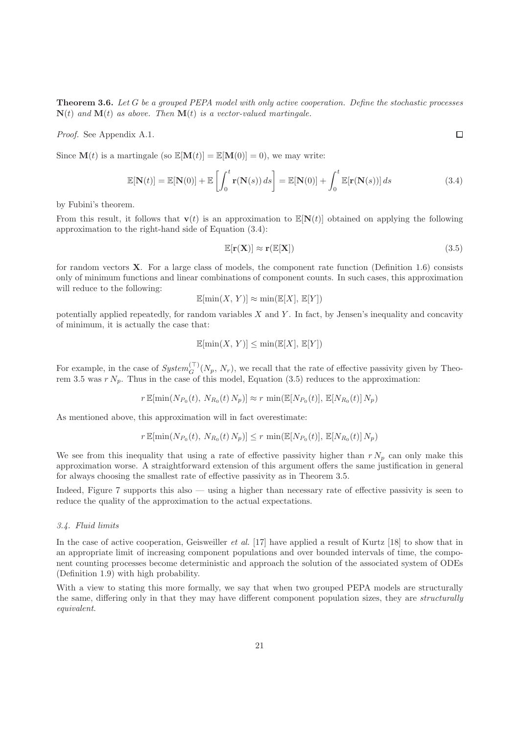**Theorem 3.6.** *Let $G$ be a grouped PEPA model with only active cooperation. Define the stochastic processes $\mathbf{N}(t)$ and $\mathbf{M}(t)$ as above. Then $\mathbf{M}(t)$ is a vector-valued martingale.*

*Proof.* See Appendix A.1. ◻

Since $\mathbf{M}(t)$ is a martingale (so $\mathbb{E}[\mathbf{M}(t)] = \mathbb{E}[\mathbf{M}(0)] = 0$), we may write:

$$\mathbb{E}[\mathbf{N}(t)] = \mathbb{E}[\mathbf{N}(0)] + \mathbb{E}\left[\int_0^t \mathbf{r}(\mathbf{N}(s))\, ds\right] = \mathbb{E}[\mathbf{N}(0)] + \int_0^t \mathbb{E}[\mathbf{r}(\mathbf{N}(s))]\, ds \tag{3.4}$$

by Fubini's theorem.

From this result, it follows that $\mathbf{v}(t)$ is an approximation to $\mathbb{E}[\mathbf{N}(t)]$ obtained on applying the following approximation to the right-hand side of Equation (3.4):

$$\mathbb{E}[\mathbf{r}(\mathbf{X})] \approx \mathbf{r}(\mathbb{E}[\mathbf{X}]) \tag{3.5}$$

for random vectors $\mathbf{X}$. For a large class of models, the component rate function (Definition 1.6) consists only of minimum functions and linear combinations of component counts. In such cases, this approximation will reduce to the following:

$$\mathbb{E}[\min(X,\, Y)] \approx \min(\mathbb{E}[X],\, \mathbb{E}[Y])$$

potentially applied repeatedly, for random variables $X$ and $Y$. In fact, by Jensen's inequality and concavity of minimum, it is actually the case that:

$$\mathbb{E}[\min(X,\, Y)] \leq \min(\mathbb{E}[X],\, \mathbb{E}[Y])$$

For example, in the case of $\mathit{System}_G^{(\top)}(N_p,\, N_r)$, we recall that the rate of effective passivity given by Theorem 3.5 was $r\, N_p$. Thus in the case of this model, Equation (3.5) reduces to the approximation:

$$r\, \mathbb{E}[\min(N_{P_0}(t),\, N_{R_0}(t)\, N_p)] \approx r\, \min(\mathbb{E}[N_{P_0}(t)],\, \mathbb{E}[N_{R_0}(t)]\, N_p)$$

As mentioned above, this approximation will in fact overestimate:

$$r\, \mathbb{E}[\min(N_{P_0}(t),\, N_{R_0}(t)\, N_p)] \leq r\, \min(\mathbb{E}[N_{P_0}(t)],\, \mathbb{E}[N_{R_0}(t)]\, N_p)$$

We see from this inequality that using a rate of effective passivity higher than $r\, N_p$ can only make this approximation worse. A straightforward extension of this argument offers the same justification in general for always choosing the smallest rate of effective passivity as in Theorem 3.5.

Indeed, Figure 7 supports this also — using a higher than necessary rate of effective passivity is seen to reduce the quality of the approximation to the actual expectations.

### *3.4. Fluid limits*

In the case of active cooperation, Geisweiller *et al.* [17] have applied a result of Kurtz [18] to show that in an appropriate limit of increasing component populations and over bounded intervals of time, the component counting processes become deterministic and approach the solution of the associated system of ODEs (Definition 1.9) with high probability.

With a view to stating this more formally, we say that when two grouped PEPA models are structurally the same, differing only in that they may have different component population sizes, they are *structurally equivalent*.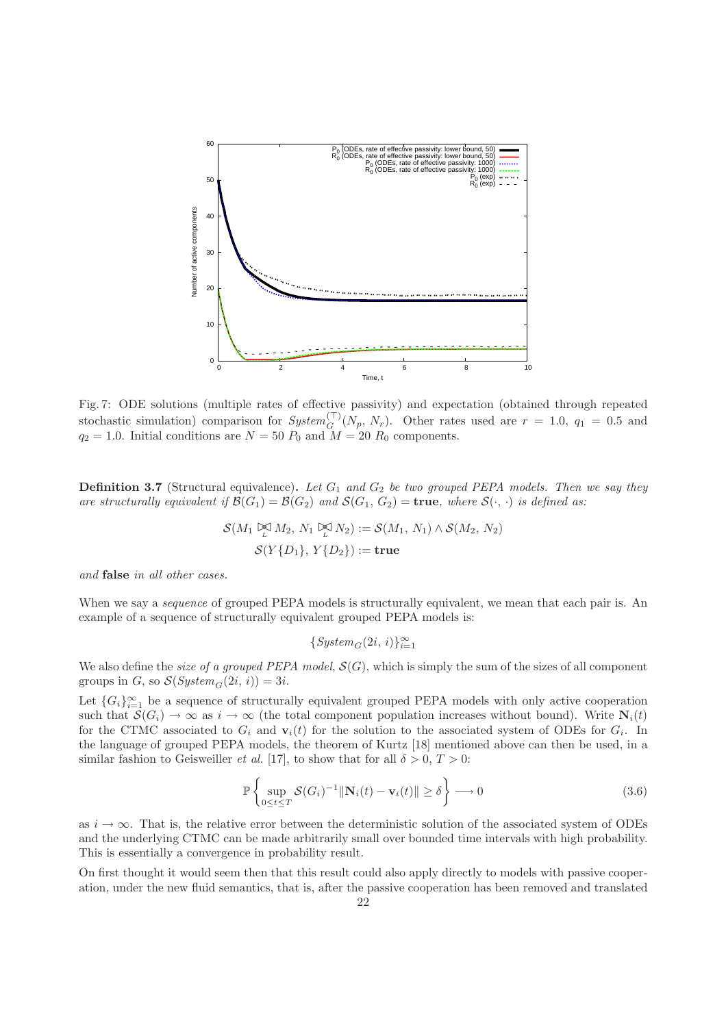Fig. 7: ODE solutions (multiple rates of effective passivity) and expectation (obtained through repeated stochastic simulation) comparison for $System_G^{(\top)}(N_p, N_r)$. Other rates used are $r = 1.0$, $q_1 = 0.5$ and $q_2 = 1.0$. Initial conditions are $N = 50$ $P_0$ and $M = 20$ $R_0$ components.

**Definition 3.7** (Structural equivalence)**.** *Let $G_1$ and $G_2$ be two grouped PEPA models. Then we say they are structurally equivalent if $\mathcal{B}(G_1) = \mathcal{B}(G_2)$ and $\mathcal{S}(G_1, G_2) =$ **true**, where $\mathcal{S}(\cdot, \cdot)$ is defined as:*

$$\mathcal{S}(M_1 \underset{L}{\bowtie} M_2,\, N_1 \underset{L}{\bowtie} N_2) := \mathcal{S}(M_1, N_1) \wedge \mathcal{S}(M_2, N_2)$$
$$\mathcal{S}(Y\{D_1\},\, Y\{D_2\}) := \textbf{true}$$

*and* **false** *in all other cases.*

When we say a *sequence* of grouped PEPA models is structurally equivalent, we mean that each pair is. An example of a sequence of structurally equivalent grouped PEPA models is:

$$\{System_G(2i,\, i)\}_{i=1}^{\infty}$$

We also define the *size of a grouped PEPA model*, $\mathcal{S}(G)$, which is simply the sum of the sizes of all component groups in $G$, so $\mathcal{S}(System_G(2i, i)) = 3i$.

Let $\{G_i\}_{i=1}^{\infty}$ be a sequence of structurally equivalent grouped PEPA models with only active cooperation such that $\mathcal{S}(G_i) \to \infty$ as $i \to \infty$ (the total component population increases without bound). Write $\mathbf{N}_i(t)$ for the CTMC associated to $G_i$ and $\mathbf{v}_i(t)$ for the solution to the associated system of ODEs for $G_i$. In the language of grouped PEPA models, the theorem of Kurtz [18] mentioned above can then be used, in a similar fashion to Geisweiller *et al.* [17], to show that for all $\delta > 0$, $T > 0$:

$$\mathbb{P}\left\{ \sup_{0 \leq t \leq T} \mathcal{S}(G_i)^{-1} \|\mathbf{N}_i(t) - \mathbf{v}_i(t)\| \geq \delta \right\} \longrightarrow 0 \tag{3.6}$$

as $i \to \infty$. That is, the relative error between the deterministic solution of the associated system of ODEs and the underlying CTMC can be made arbitrarily small over bounded time intervals with high probability. This is essentially a convergence in probability result.

On first thought it would seem then that this result could also apply directly to models with passive cooperation, under the new fluid semantics, that is, after the passive cooperation has been removed and translated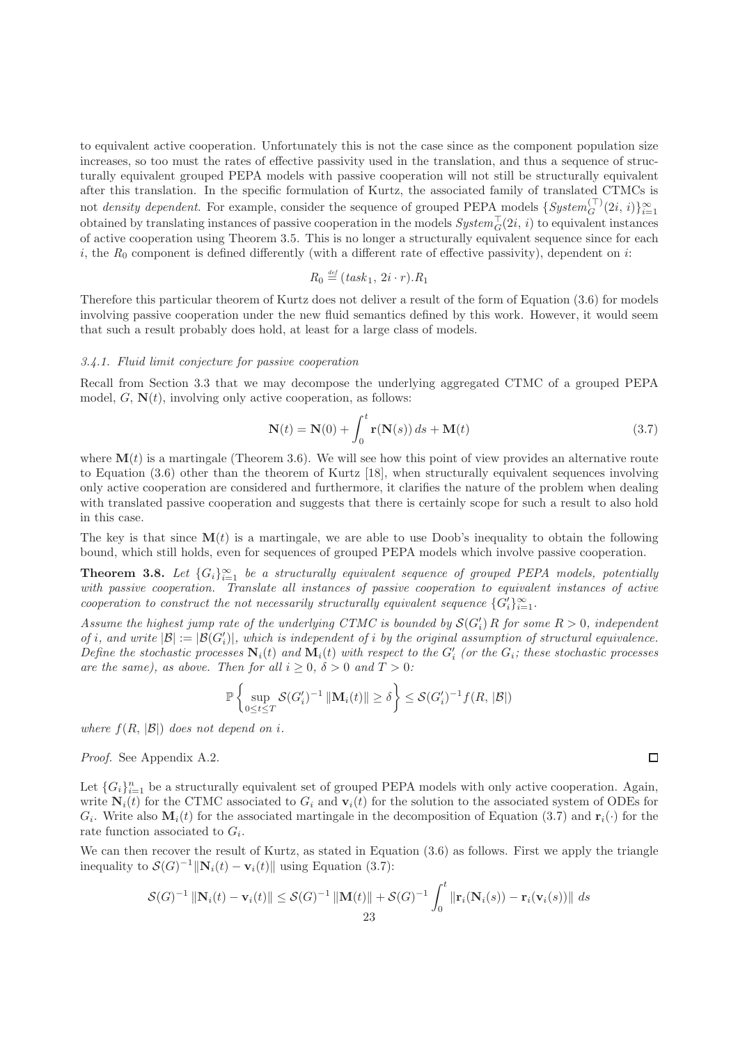to equivalent active cooperation. Unfortunately this is not the case since as the component population size increases, so too must the rates of effective passivity used in the translation, and thus a sequence of structurally equivalent grouped PEPA models with passive cooperation will not still be structurally equivalent after this translation. In the specific formulation of Kurtz, the associated family of translated CTMCs is not *density dependent*. For example, consider the sequence of grouped PEPA models $\{System_G^{(\top)}(2i,\, i)\}_{i=1}^{\infty}$ obtained by translating instances of passive cooperation in the models $System_G^{\top}(2i,\, i)$ to equivalent instances of active cooperation using Theorem 3.5. This is no longer a structurally equivalent sequence since for each $i$, the $R_0$ component is defined differently (with a different rate of effective passivity), dependent on $i$:

$$R_0 \stackrel{\scriptscriptstyle def}{=} (task_1,\, 2i \cdot r).R_1$$

Therefore this particular theorem of Kurtz does not deliver a result of the form of Equation (3.6) for models involving passive cooperation under the new fluid semantics defined by this work. However, it would seem that such a result probably does hold, at least for a large class of models.

### 3.4.1. Fluid limit conjecture for passive cooperation

Recall from Section 3.3 that we may decompose the underlying aggregated CTMC of a grouped PEPA model, $G$, $\mathbf{N}(t)$, involving only active cooperation, as follows:

$$\mathbf{N}(t) = \mathbf{N}(0) + \int_0^t \mathbf{r}(\mathbf{N}(s))\, ds + \mathbf{M}(t) \tag{3.7}$$

where $\mathbf{M}(t)$ is a martingale (Theorem 3.6). We will see how this point of view provides an alternative route to Equation (3.6) other than the theorem of Kurtz [18], when structurally equivalent sequences involving only active cooperation are considered and furthermore, it clarifies the nature of the problem when dealing with translated passive cooperation and suggests that there is certainly scope for such a result to also hold in this case.

The key is that since $\mathbf{M}(t)$ is a martingale, we are able to use Doob's inequality to obtain the following bound, which still holds, even for sequences of grouped PEPA models which involve passive cooperation.

**Theorem 3.8.** *Let $\{G_i\}_{i=1}^{\infty}$ be a structurally equivalent sequence of grouped PEPA models, potentially with passive cooperation. Translate all instances of passive cooperation to equivalent instances of active cooperation to construct the not necessarily structurally equivalent sequence $\{G'_i\}_{i=1}^{\infty}$.*

*Assume the highest jump rate of the underlying CTMC is bounded by $\mathcal{S}(G'_i)\, R$ for some $R > 0$, independent of $i$, and write $|\mathcal{B}| := |\mathcal{B}(G'_i)|$, which is independent of $i$ by the original assumption of structural equivalence. Define the stochastic processes $\mathbf{N}_i(t)$ and $\mathbf{M}_i(t)$ with respect to the $G'_i$ (or the $G_i$; these stochastic processes are the same), as above. Then for all $i \geq 0$, $\delta > 0$ and $T > 0$:*

$$\mathbb{P}\left\{ \sup_{0 \leq t \leq T} \mathcal{S}(G'_i)^{-1} \left\|\mathbf{M}_i(t)\right\| \geq \delta \right\} \leq \mathcal{S}(G'_i)^{-1} f(R,\, |\mathcal{B}|)$$

*where $f(R,\, |\mathcal{B}|)$ does not depend on $i$.*

*Proof.* See Appendix A.2. □

Let $\{G_i\}_{i=1}^{n}$ be a structurally equivalent set of grouped PEPA models with only active cooperation. Again, write $\mathbf{N}_i(t)$ for the CTMC associated to $G_i$ and $\mathbf{v}_i(t)$ for the solution to the associated system of ODEs for $G_i$. Write also $\mathbf{M}_i(t)$ for the associated martingale in the decomposition of Equation (3.7) and $\mathbf{r}_i(\cdot)$ for the rate function associated to $G_i$.

We can then recover the result of Kurtz, as stated in Equation (3.6) as follows. First we apply the triangle inequality to $\mathcal{S}(G)^{-1}\|\mathbf{N}_i(t) - \mathbf{v}_i(t)\|$ using Equation (3.7):

$$\mathcal{S}(G)^{-1} \left\|\mathbf{N}_i(t) - \mathbf{v}_i(t)\right\| \leq \mathcal{S}(G)^{-1} \left\|\mathbf{M}(t)\right\| + \mathcal{S}(G)^{-1} \int_0^t \left\|\mathbf{r}_i(\mathbf{N}_i(s)) - \mathbf{r}_i(\mathbf{v}_i(s))\right\|\, ds$$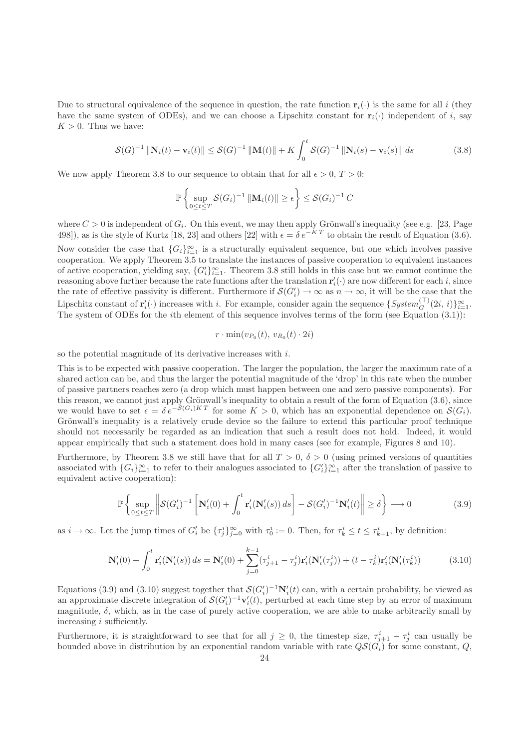Due to structural equivalence of the sequence in question, the rate function $\mathbf{r}_i(\cdot)$ is the same for all $i$ (they have the same system of ODEs), and we can choose a Lipschitz constant for $\mathbf{r}_i(\cdot)$ independent of $i$, say $K > 0$. Thus we have:

$$\mathcal{S}(G)^{-1} \|\mathbf{N}_i(t) - \mathbf{v}_i(t)\| \leq \mathcal{S}(G)^{-1} \|\mathbf{M}(t)\| + K \int_0^t \mathcal{S}(G)^{-1} \|\mathbf{N}_i(s) - \mathbf{v}_i(s)\| \, ds \tag{3.8}$$

We now apply Theorem 3.8 to our sequence to obtain that for all $\epsilon > 0$, $T > 0$:

$$\mathbb{P}\left\{ \sup_{0 \leq t \leq T} \mathcal{S}(G_i)^{-1} \|\mathbf{M}_i(t)\| \geq \epsilon \right\} \leq \mathcal{S}(G_i)^{-1} C$$

where $C > 0$ is independent of $G_i$. On this event, we may then apply Grönwall's inequality (see e.g. [23, Page 498]), as is the style of Kurtz [18, 23] and others [22] with $\epsilon = \delta \, e^{-K\,T}$ to obtain the result of Equation (3.6).

Now consider the case that $\{G_i\}_{i=1}^{\infty}$ is a structurally equivalent sequence, but one which involves passive cooperation. We apply Theorem 3.5 to translate the instances of passive cooperation to equivalent instances of active cooperation, yielding say, $\{G'_i\}_{i=1}^{\infty}$. Theorem 3.8 still holds in this case but we cannot continue the reasoning above further because the rate functions after the translation $\mathbf{r}'_i(\cdot)$ are now different for each $i$, since the rate of effective passivity is different. Furthermore if $\mathcal{S}(G'_i) \to \infty$ as $n \to \infty$, it will be the case that the Lipschitz constant of $\mathbf{r}'_i(\cdot)$ increases with $i$. For example, consider again the sequence $\{System_G^{(\top)}(2i, i)\}_{i=1}^{\infty}$. The system of ODEs for the $i$th element of this sequence involves terms of the form (see Equation (3.1)):

$$r \cdot \min(v_{P_0}(t),\, v_{R_0}(t) \cdot 2i)$$

so the potential magnitude of its derivative increases with $i$.

This is to be expected with passive cooperation. The larger the population, the larger the maximum rate of a shared action can be, and thus the larger the potential magnitude of the 'drop' in this rate when the number of passive partners reaches zero (a drop which must happen between one and zero passive components). For this reason, we cannot just apply Grönwall's inequality to obtain a result of the form of Equation (3.6), since we would have to set $\epsilon = \delta \, e^{-\mathcal{S}(G_i)K\,T}$ for some $K > 0$, which has an exponential dependence on $\mathcal{S}(G_i)$. Grönwall's inequality is a relatively crude device so the failure to extend this particular proof technique should not necessarily be regarded as an indication that such a result does not hold. Indeed, it would appear empirically that such a statement does hold in many cases (see for example, Figures 8 and 10).

Furthermore, by Theorem 3.8 we still have that for all $T > 0$, $\delta > 0$ (using primed versions of quantities associated with $\{G_i\}_{i=1}^{\infty}$ to refer to their analogues associated to $\{G'_i\}_{i=1}^{\infty}$ after the translation of passive to equivalent active cooperation):

$$\mathbb{P}\left\{ \sup_{0 \leq t \leq T} \left\| \mathcal{S}(G'_i)^{-1} \left[ \mathbf{N}'_i(0) + \int_0^t \mathbf{r}'_i(\mathbf{N}'_i(s)) \, ds \right] - \mathcal{S}(G'_i)^{-1} \mathbf{N}'_i(t) \right\| \geq \delta \right\} \longrightarrow 0 \tag{3.9}$$

as $i \to \infty$. Let the jump times of $G'_i$ be $\{\tau_j^i\}_{j=0}^{\infty}$ with $\tau_0^i := 0$. Then, for $\tau_k^i \leq t \leq \tau_{k+1}^i$, by definition:

$$\mathbf{N}'_i(0) + \int_0^t \mathbf{r}'_i(\mathbf{N}'_i(s)) \, ds = \mathbf{N}'_i(0) + \sum_{j=0}^{k-1} (\tau_{j+1}^i - \tau_j^i) \mathbf{r}'_i(\mathbf{N}'_i(\tau_j^i)) + (t - \tau_k^i) \mathbf{r}'_i(\mathbf{N}'_i(\tau_k^i)) \tag{3.10}$$

Equations (3.9) and (3.10) suggest together that $\mathcal{S}(G'_i)^{-1} \mathbf{N}'_i(t)$ can, with a certain probability, be viewed as an approximate discrete integration of $\mathcal{S}(G'_i)^{-1} \mathbf{v}'_i(t)$, perturbed at each time step by an error of maximum magnitude, $\delta$, which, as in the case of purely active cooperation, we are able to make arbitrarily small by increasing $i$ sufficiently.

Furthermore, it is straightforward to see that for all $j \geq 0$, the timestep size, $\tau_{j+1}^i - \tau_j^i$ can usually be bounded above in distribution by an exponential random variable with rate $Q\mathcal{S}(G_i)$ for some constant, $Q$,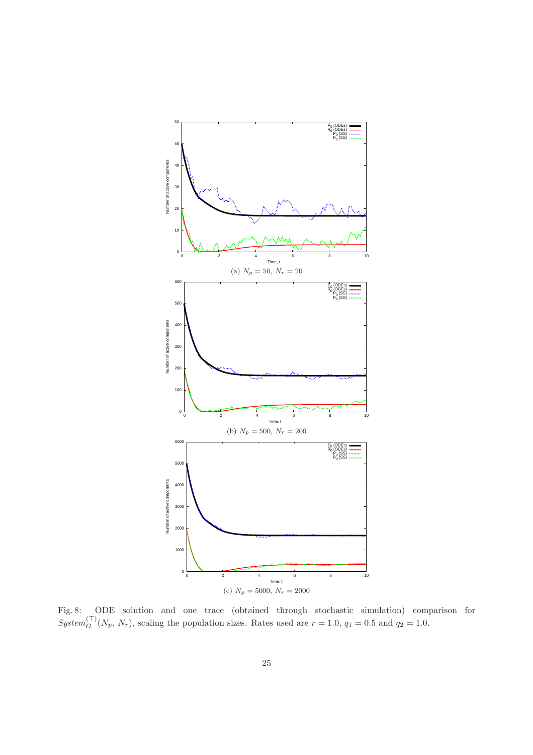(a) $N_p = 50$, $N_r = 20$

(b) $N_p = 500$, $N_r = 200$

(c) $N_p = 5000$, $N_r = 2000$

Fig. 8: ODE solution and one trace (obtained through stochastic simulation) comparison for $System_G^{(\top)}(N_p,\, N_r)$, scaling the population sizes. Rates used are $r = 1.0$, $q_1 = 0.5$ and $q_2 = 1.0$.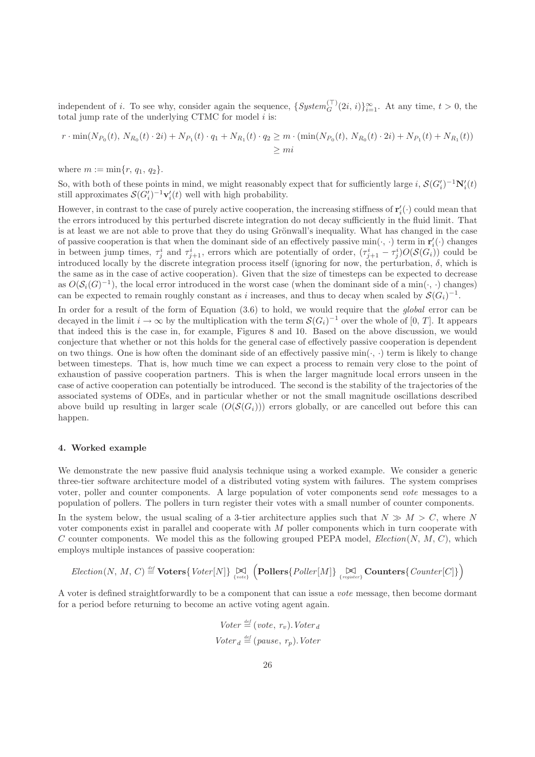independent of $i$. To see why, consider again the sequence, $\{System_G^{(\top)}(2i,\,i)\}_{i=1}^{\infty}$. At any time, $t > 0$, the total jump rate of the underlying CTMC for model $i$ is:

$$
\begin{aligned}
r \cdot \min(N_{P_0}(t),\, N_{R_0}(t)\cdot 2i) + N_{P_1}(t)\cdot q_1 + N_{R_1}(t)\cdot q_2 &\geq m \cdot (\min(N_{P_0}(t),\, N_{R_0}(t)\cdot 2i) + N_{P_1}(t) + N_{R_1}(t)) \\
&\geq mi
\end{aligned}
$$

where $m := \min\{r,\, q_1,\, q_2\}$.

So, with both of these points in mind, we might reasonably expect that for sufficiently large $i$, $\mathcal{S}(G_i')^{-1}\mathbf{N}_i'(t)$ still approximates $\mathcal{S}(G_i')^{-1}\mathbf{v}_i'(t)$ well with high probability.

However, in contrast to the case of purely active cooperation, the increasing stiffness of $\mathbf{r}_i'(\cdot)$ could mean that the errors introduced by this perturbed discrete integration do not decay sufficiently in the fluid limit. That is at least we are not able to prove that they do using Grönwall's inequality. What has changed in the case of passive cooperation is that when the dominant side of an effectively passive $\min(\cdot,\,\cdot)$ term in $\mathbf{r}_i'(\cdot)$ changes in between jump times, $\tau_j^i$ and $\tau_{j+1}^i$, errors which are potentially of order, $(\tau_{j+1}^i - \tau_j^i)O(\mathcal{S}(G_i))$ could be introduced locally by the discrete integration process itself (ignoring for now, the perturbation, $\delta$, which is the same as in the case of active cooperation). Given that the size of timesteps can be expected to decrease as $O(\mathcal{S}_i(G)^{-1})$, the local error introduced in the worst case (when the dominant side of a $\min(\cdot,\,\cdot)$ changes) can be expected to remain roughly constant as $i$ increases, and thus to decay when scaled by $\mathcal{S}(G_i)^{-1}$.

In order for a result of the form of Equation (3.6) to hold, we would require that the *global* error can be decayed in the limit $i \to \infty$ by the multiplication with the term $\mathcal{S}(G_i)^{-1}$ over the whole of $[0,\,T]$. It appears that indeed this is the case in, for example, Figures 8 and 10. Based on the above discussion, we would conjecture that whether or not this holds for the general case of effectively passive cooperation is dependent on two things. One is how often the dominant side of an effectively passive $\min(\cdot,\,\cdot)$ term is likely to change between timesteps. That is, how much time we can expect a process to remain very close to the point of exhaustion of passive cooperation partners. This is when the larger magnitude local errors unseen in the case of active cooperation can potentially be introduced. The second is the stability of the trajectories of the associated systems of ODEs, and in particular whether or not the small magnitude oscillations described above build up resulting in larger scale $(O(\mathcal{S}(G_i)))$ errors globally, or are cancelled out before this can happen.

#### 4. Worked example

We demonstrate the new passive fluid analysis technique using a worked example. We consider a generic three-tier software architecture model of a distributed voting system with failures. The system comprises voter, poller and counter components. A large population of voter components send *vote* messages to a population of pollers. The pollers in turn register their votes with a small number of counter components.

In the system below, the usual scaling of a 3-tier architecture applies such that $N \gg M > C$, where $N$ voter components exist in parallel and cooperate with $M$ poller components which in turn cooperate with $C$ counter components. We model this as the following grouped PEPA model, *Election*$(N,\,M,\,C)$, which employs multiple instances of passive cooperation:

$$
\mathit{Election}(N,\,M,\,C) \stackrel{\mathit{def}}{=} \mathbf{Voters}\{\mathit{Voter}[N]\} \underset{\{vote\}}{\bowtie} \Big(\mathbf{Pollers}\{\mathit{Poller}[M]\} \underset{\{register\}}{\bowtie} \mathbf{Counters}\{\mathit{Counter}[C]\}\Big)
$$

A voter is defined straightforwardly to be a component that can issue a *vote* message, then become dormant for a period before returning to become an active voting agent again.

$$
\begin{aligned}
\mathit{Voter} &\stackrel{\mathit{def}}{=} (vote,\, r_v).\mathit{Voter}_d \\
\mathit{Voter}_d &\stackrel{\mathit{def}}{=} (pause,\, r_p).\mathit{Voter}
\end{aligned}
$$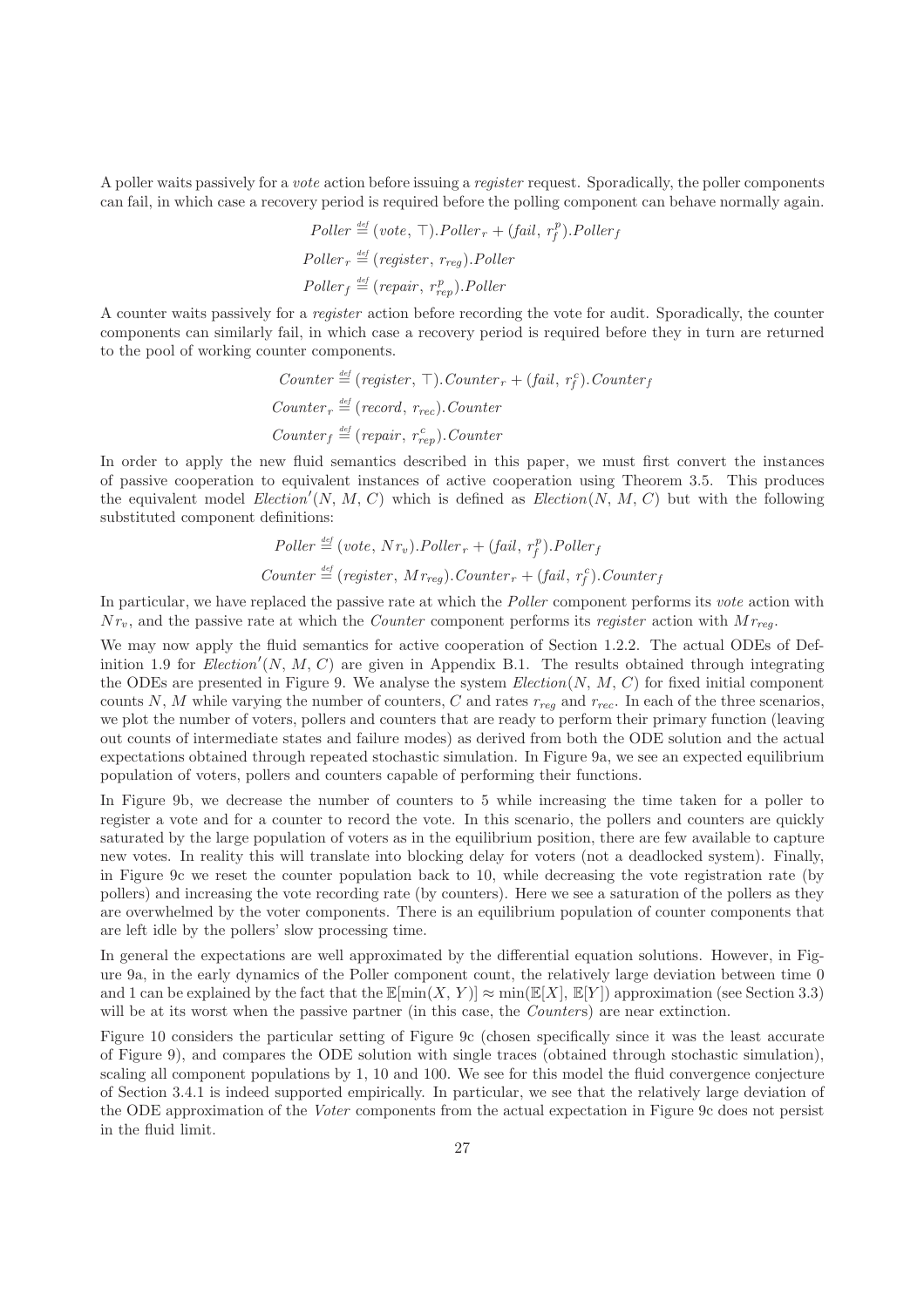A poller waits passively for a *vote* action before issuing a *register* request. Sporadically, the poller components can fail, in which case a recovery period is required before the polling component can behave normally again.

$$Poller \stackrel{\scriptscriptstyle def}{=} (vote,\, \top).Poller_r + (fail,\, r_f^p).Poller_f$$
$$Poller_r \stackrel{\scriptscriptstyle def}{=} (register,\, r_{reg}).Poller$$
$$Poller_f \stackrel{\scriptscriptstyle def}{=} (repair,\, r_{rep}^p).Poller$$

A counter waits passively for a *register* action before recording the vote for audit. Sporadically, the counter components can similarly fail, in which case a recovery period is required before they in turn are returned to the pool of working counter components.

$$Counter \stackrel{\scriptscriptstyle def}{=} (register,\, \top).Counter_r + (fail,\, r_f^c).Counter_f$$
$$Counter_r \stackrel{\scriptscriptstyle def}{=} (record,\, r_{rec}).Counter$$
$$Counter_f \stackrel{\scriptscriptstyle def}{=} (repair,\, r_{rep}^c).Counter$$

In order to apply the new fluid semantics described in this paper, we must first convert the instances of passive cooperation to equivalent instances of active cooperation using Theorem 3.5. This produces the equivalent model $Election'(N,\, M,\, C)$ which is defined as $Election(N,\, M,\, C)$ but with the following substituted component definitions:

$$Poller \stackrel{\scriptscriptstyle def}{=} (vote,\, N r_v).Poller_r + (fail,\, r_f^p).Poller_f$$
$$Counter \stackrel{\scriptscriptstyle def}{=} (register,\, M r_{reg}).Counter_r + (fail,\, r_f^c).Counter_f$$

In particular, we have replaced the passive rate at which the *Poller* component performs its *vote* action with $N r_v$, and the passive rate at which the *Counter* component performs its *register* action with $M r_{reg}$.

We may now apply the fluid semantics for active cooperation of Section 1.2.2. The actual ODEs of Definition 1.9 for $Election'(N,\, M,\, C)$ are given in Appendix B.1. The results obtained through integrating the ODEs are presented in Figure 9. We analyse the system $Election(N,\, M,\, C)$ for fixed initial component counts $N$, $M$ while varying the number of counters, $C$ and rates $r_{reg}$ and $r_{rec}$. In each of the three scenarios, we plot the number of voters, pollers and counters that are ready to perform their primary function (leaving out counts of intermediate states and failure modes) as derived from both the ODE solution and the actual expectations obtained through repeated stochastic simulation. In Figure 9a, we see an expected equilibrium population of voters, pollers and counters capable of performing their functions.

In Figure 9b, we decrease the number of counters to 5 while increasing the time taken for a poller to register a vote and for a counter to record the vote. In this scenario, the pollers and counters are quickly saturated by the large population of voters as in the equilibrium position, there are few available to capture new votes. In reality this will translate into blocking delay for voters (not a deadlocked system). Finally, in Figure 9c we reset the counter population back to 10, while decreasing the vote registration rate (by pollers) and increasing the vote recording rate (by counters). Here we see a saturation of the pollers as they are overwhelmed by the voter components. There is an equilibrium population of counter components that are left idle by the pollers' slow processing time.

In general the expectations are well approximated by the differential equation solutions. However, in Figure 9a, in the early dynamics of the Poller component count, the relatively large deviation between time 0 and 1 can be explained by the fact that the $\mathbb{E}[\min(X,\, Y)] \approx \min(\mathbb{E}[X],\, \mathbb{E}[Y])$ approximation (see Section 3.3) will be at its worst when the passive partner (in this case, the *Counter*s) are near extinction.

Figure 10 considers the particular setting of Figure 9c (chosen specifically since it was the least accurate of Figure 9), and compares the ODE solution with single traces (obtained through stochastic simulation), scaling all component populations by 1, 10 and 100. We see for this model the fluid convergence conjecture of Section 3.4.1 is indeed supported empirically. In particular, we see that the relatively large deviation of the ODE approximation of the *Voter* components from the actual expectation in Figure 9c does not persist in the fluid limit.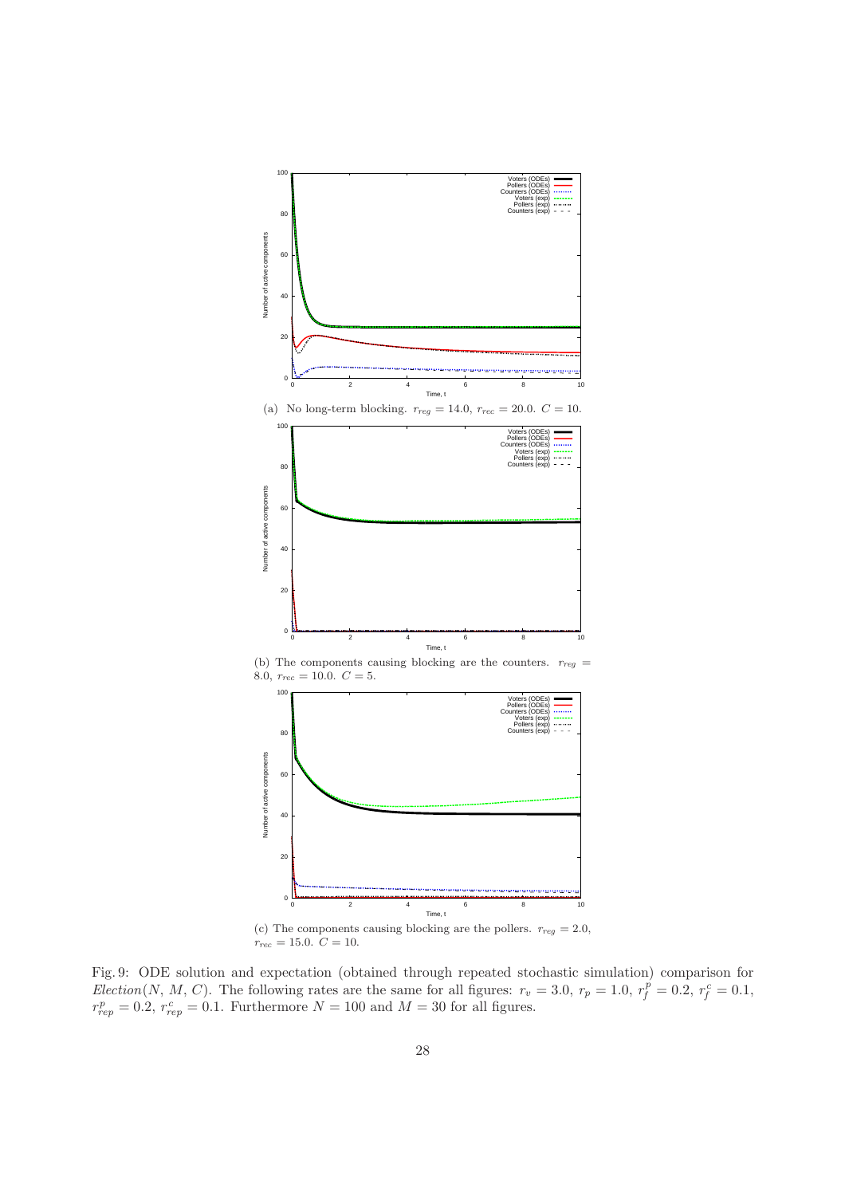(a) No long-term blocking. $r_{reg} = 14.0$, $r_{rec} = 20.0$. $C = 10$.

(b) The components causing blocking are the counters. $r_{reg} = 8.0$, $r_{rec} = 10.0$. $C = 5$.

(c) The components causing blocking are the pollers. $r_{reg} = 2.0$, $r_{rec} = 15.0$. $C = 10$.

Fig. 9: ODE solution and expectation (obtained through repeated stochastic simulation) comparison for *Election*($N$, $M$, $C$). The following rates are the same for all figures: $r_v = 3.0$, $r_p = 1.0$, $r_f^p = 0.2$, $r_f^c = 0.1$, $r_{rep}^p = 0.2$, $r_{rep}^c = 0.1$. Furthermore $N = 100$ and $M = 30$ for all figures.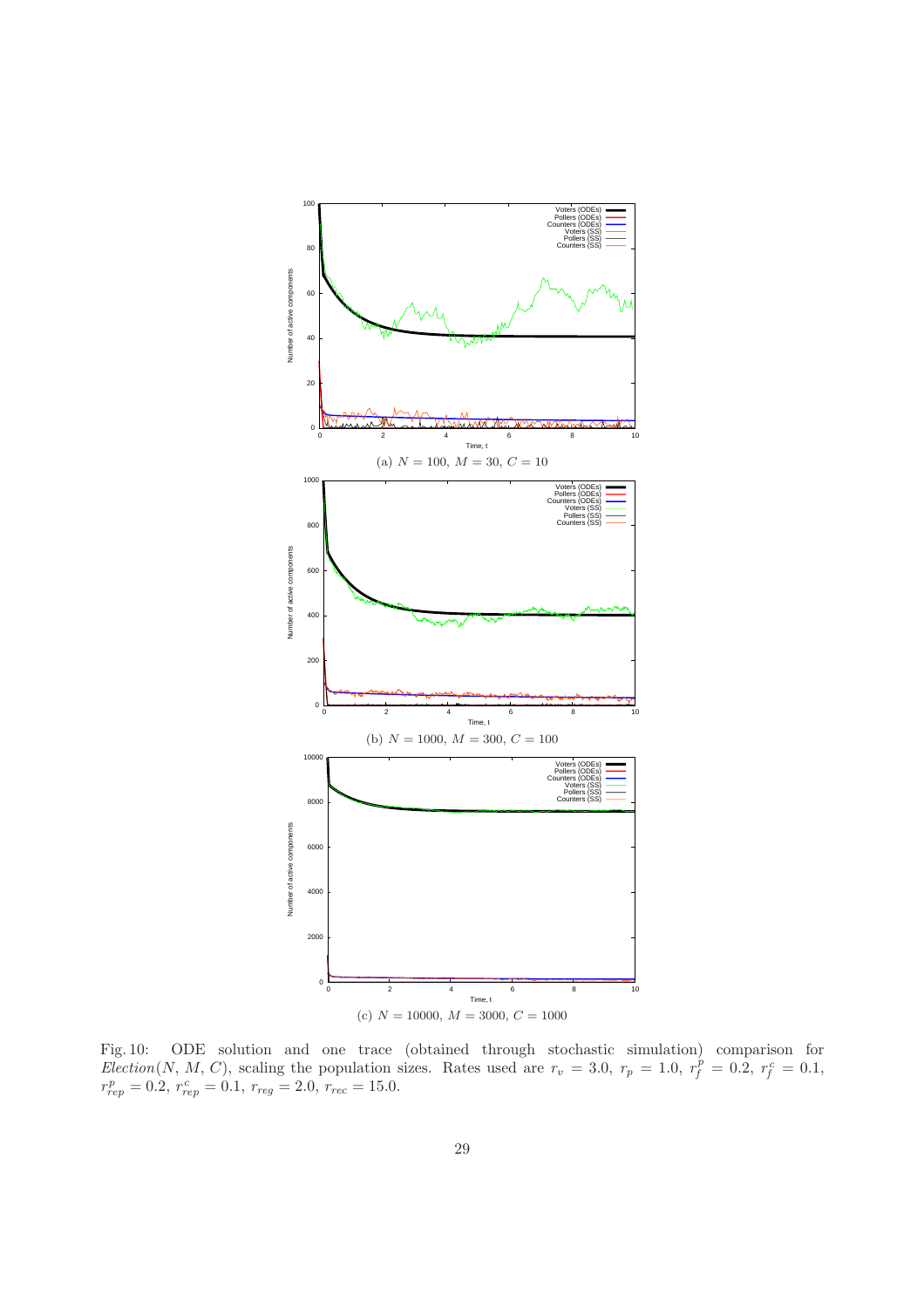(a) $N = 100$, $M = 30$, $C = 10$

(b) $N = 1000$, $M = 300$, $C = 100$

(c) $N = 10000$, $M = 3000$, $C = 1000$

Fig. 10: ODE solution and one trace (obtained through stochastic simulation) comparison for $Election(N, M, C)$, scaling the population sizes. Rates used are $r_v = 3.0$, $r_p = 1.0$, $r_f^p = 0.2$, $r_f^c = 0.1$, $r_{rep}^p = 0.2$, $r_{rep}^c = 0.1$, $r_{reg} = 2.0$, $r_{rec} = 15.0$.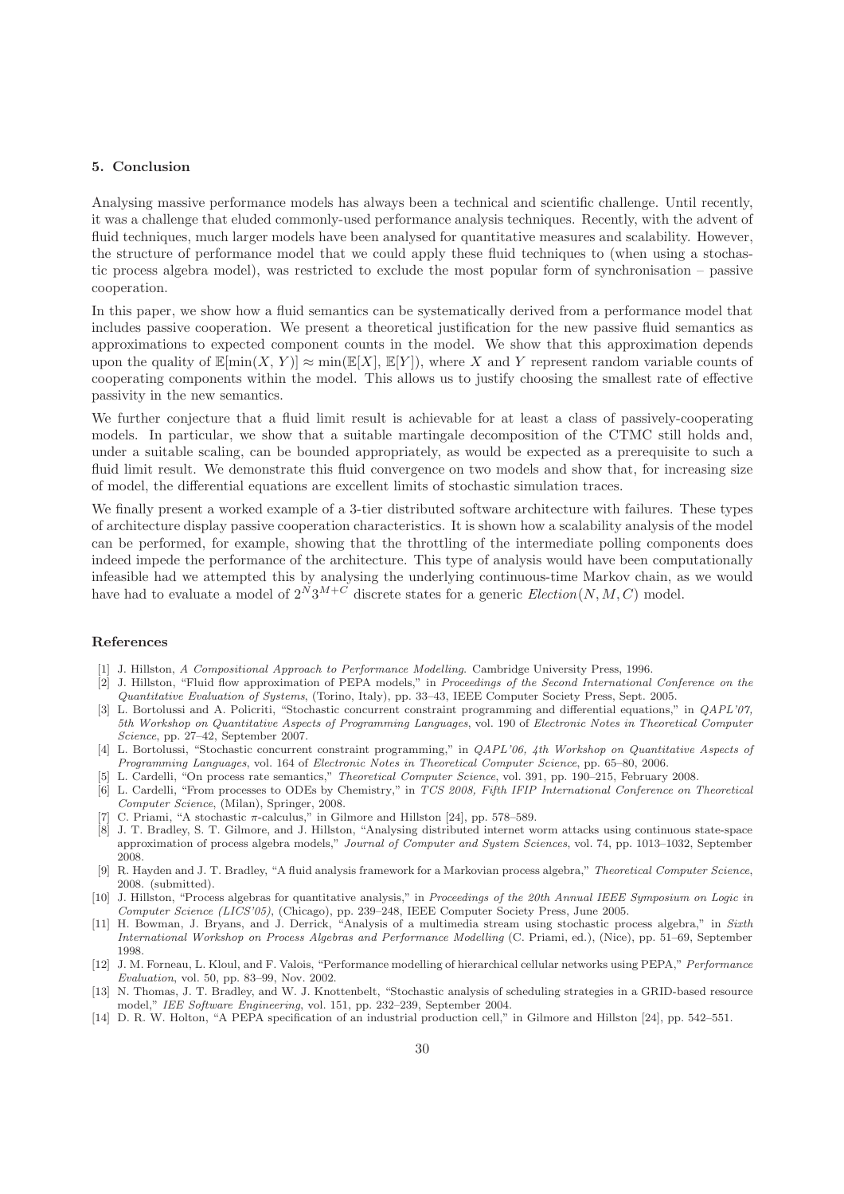## 5. Conclusion

Analysing massive performance models has always been a technical and scientific challenge. Until recently, it was a challenge that eluded commonly-used performance analysis techniques. Recently, with the advent of fluid techniques, much larger models have been analysed for quantitative measures and scalability. However, the structure of performance model that we could apply these fluid techniques to (when using a stochastic process algebra model), was restricted to exclude the most popular form of synchronisation – passive cooperation.

In this paper, we show how a fluid semantics can be systematically derived from a performance model that includes passive cooperation. We present a theoretical justification for the new passive fluid semantics as approximations to expected component counts in the model. We show that this approximation depends upon the quality of $\mathbb{E}[\min(X, Y)] \approx \min(\mathbb{E}[X], \mathbb{E}[Y])$, where $X$ and $Y$ represent random variable counts of cooperating components within the model. This allows us to justify choosing the smallest rate of effective passivity in the new semantics.

We further conjecture that a fluid limit result is achievable for at least a class of passively-cooperating models. In particular, we show that a suitable martingale decomposition of the CTMC still holds and, under a suitable scaling, can be bounded appropriately, as would be expected as a prerequisite to such a fluid limit result. We demonstrate this fluid convergence on two models and show that, for increasing size of model, the differential equations are excellent limits of stochastic simulation traces.

We finally present a worked example of a 3-tier distributed software architecture with failures. These types of architecture display passive cooperation characteristics. It is shown how a scalability analysis of the model can be performed, for example, showing that the throttling of the intermediate polling components does indeed impede the performance of the architecture. This type of analysis would have been computationally infeasible had we attempted this by analysing the underlying continuous-time Markov chain, as we would have had to evaluate a model of $2^N 3^{M+C}$ discrete states for a generic $Election(N, M, C)$ model.

## References

[1] J. Hillston, *A Compositional Approach to Performance Modelling*. Cambridge University Press, 1996.

[2] J. Hillston, "Fluid flow approximation of PEPA models," in *Proceedings of the Second International Conference on the Quantitative Evaluation of Systems*, (Torino, Italy), pp. 33–43, IEEE Computer Society Press, Sept. 2005.

[3] L. Bortolussi and A. Policriti, "Stochastic concurrent constraint programming and differential equations," in *QAPL'07, 5th Workshop on Quantitative Aspects of Programming Languages*, vol. 190 of *Electronic Notes in Theoretical Computer Science*, pp. 27–42, September 2007.

[4] L. Bortolussi, "Stochastic concurrent constraint programming," in *QAPL'06, 4th Workshop on Quantitative Aspects of Programming Languages*, vol. 164 of *Electronic Notes in Theoretical Computer Science*, pp. 65–80, 2006.

[5] L. Cardelli, "On process rate semantics," *Theoretical Computer Science*, vol. 391, pp. 190–215, February 2008.

[6] L. Cardelli, "From processes to ODEs by Chemistry," in *TCS 2008, Fifth IFIP International Conference on Theoretical Computer Science*, (Milan), Springer, 2008.

[7] C. Priami, "A stochastic $\pi$-calculus," in Gilmore and Hillston [24], pp. 578–589.

[8] J. T. Bradley, S. T. Gilmore, and J. Hillston, "Analysing distributed internet worm attacks using continuous state-space approximation of process algebra models," *Journal of Computer and System Sciences*, vol. 74, pp. 1013–1032, September 2008.

[9] R. Hayden and J. T. Bradley, "A fluid analysis framework for a Markovian process algebra," *Theoretical Computer Science*, 2008. (submitted).

[10] J. Hillston, "Process algebras for quantitative analysis," in *Proceedings of the 20th Annual IEEE Symposium on Logic in Computer Science (LICS'05)*, (Chicago), pp. 239–248, IEEE Computer Society Press, June 2005.

[11] H. Bowman, J. Bryans, and J. Derrick, "Analysis of a multimedia stream using stochastic process algebra," in *Sixth International Workshop on Process Algebras and Performance Modelling* (C. Priami, ed.), (Nice), pp. 51–69, September 1998.

[12] J. M. Forneau, L. Kloul, and F. Valois, "Performance modelling of hierarchical cellular networks using PEPA," *Performance Evaluation*, vol. 50, pp. 83–99, Nov. 2002.

[13] N. Thomas, J. T. Bradley, and W. J. Knottenbelt, "Stochastic analysis of scheduling strategies in a GRID-based resource model," *IEE Software Engineering*, vol. 151, pp. 232–239, September 2004.

[14] D. R. W. Holton, "A PEPA specification of an industrial production cell," in Gilmore and Hillston [24], pp. 542–551.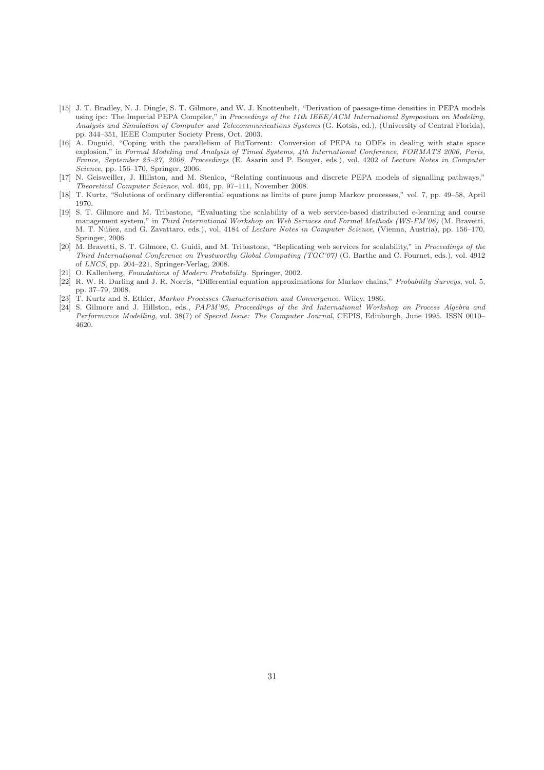[15] J. T. Bradley, N. J. Dingle, S. T. Gilmore, and W. J. Knottenbelt, "Derivation of passage-time densities in PEPA models using ipc: The Imperial PEPA Compiler," in *Proceedings of the 11th IEEE/ACM International Symposium on Modeling, Analysis and Simulation of Computer and Telecommunications Systems* (G. Kotsis, ed.), (University of Central Florida), pp. 344–351, IEEE Computer Society Press, Oct. 2003.

[16] A. Duguid, "Coping with the parallelism of BitTorrent: Conversion of PEPA to ODEs in dealing with state space explosion," in *Formal Modeling and Analysis of Timed Systems, 4th International Conference, FORMATS 2006, Paris, France, September 25–27, 2006, Proceedings* (E. Asarin and P. Bouyer, eds.), vol. 4202 of *Lecture Notes in Computer Science*, pp. 156–170, Springer, 2006.

[17] N. Geisweiller, J. Hillston, and M. Stenico, "Relating continuous and discrete PEPA models of signalling pathways," *Theoretical Computer Science*, vol. 404, pp. 97–111, November 2008.

[18] T. Kurtz, "Solutions of ordinary differential equations as limits of pure jump Markov processes," vol. 7, pp. 49–58, April 1970.

[19] S. T. Gilmore and M. Tribastone, "Evaluating the scalability of a web service-based distributed e-learning and course management system," in *Third International Workshop on Web Services and Formal Methods (WS-FM'06)* (M. Bravetti, M. T. Núñez, and G. Zavattaro, eds.), vol. 4184 of *Lecture Notes in Computer Science*, (Vienna, Austria), pp. 156–170, Springer, 2006.

[20] M. Bravetti, S. T. Gilmore, C. Guidi, and M. Tribastone, "Replicating web services for scalability," in *Proceedings of the Third International Conference on Trustworthy Global Computing (TGC'07)* (G. Barthe and C. Fournet, eds.), vol. 4912 of *LNCS*, pp. 204–221, Springer-Verlag, 2008.

[21] O. Kallenberg, *Foundations of Modern Probability*. Springer, 2002.

[22] R. W. R. Darling and J. R. Norris, "Differential equation approximations for Markov chains," *Probability Surveys*, vol. 5, pp. 37–79, 2008.

[23] T. Kurtz and S. Ethier, *Markov Processes Characterisation and Convergence*. Wiley, 1986.

[24] S. Gilmore and J. Hillston, eds., *PAPM'95, Proceedings of the 3rd International Workshop on Process Algebra and Performance Modelling*, vol. 38(7) of *Special Issue: The Computer Journal*, CEPIS, Edinburgh, June 1995. ISSN 0010–4620.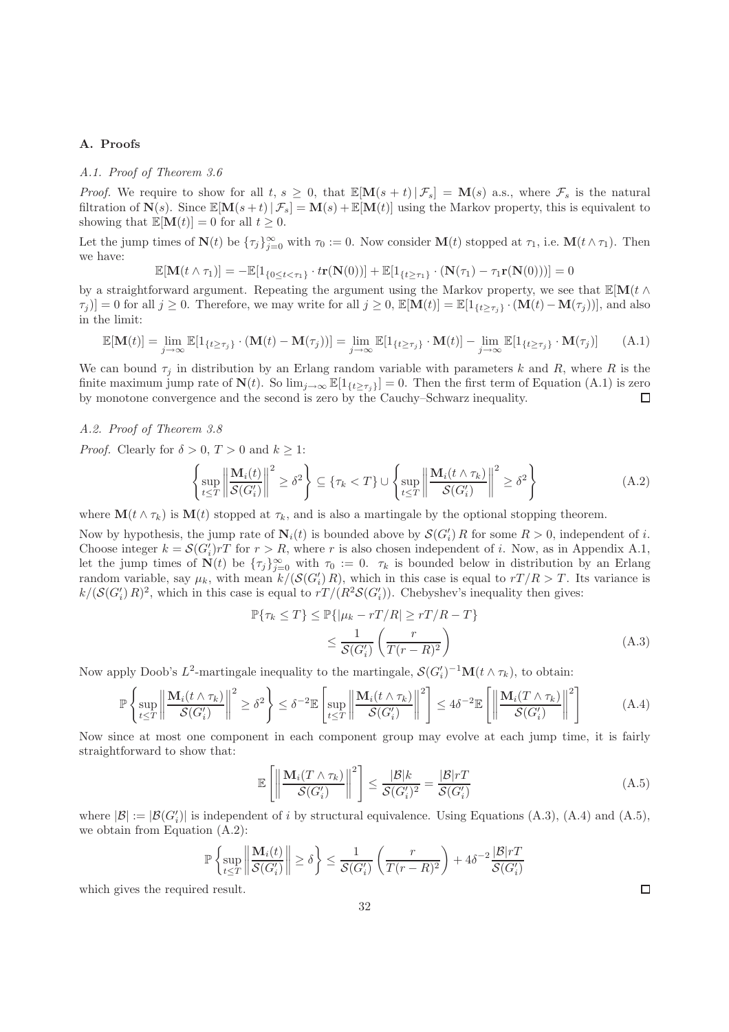## A. Proofs

### A.1. Proof of Theorem 3.6

*Proof.* We require to show for all $t$, $s \geq 0$, that $\mathbb{E}[\mathbf{M}(s+t) \,|\, \mathcal{F}_s] = \mathbf{M}(s)$ a.s., where $\mathcal{F}_s$ is the natural filtration of $\mathbf{N}(s)$. Since $\mathbb{E}[\mathbf{M}(s+t) \,|\, \mathcal{F}_s] = \mathbf{M}(s) + \mathbb{E}[\mathbf{M}(t)]$ using the Markov property, this is equivalent to showing that $\mathbb{E}[\mathbf{M}(t)] = 0$ for all $t \geq 0$.

Let the jump times of $\mathbf{N}(t)$ be $\{\tau_j\}_{j=0}^{\infty}$ with $\tau_0 := 0$. Now consider $\mathbf{M}(t)$ stopped at $\tau_1$, i.e. $\mathbf{M}(t \wedge \tau_1)$. Then we have:

$$\mathbb{E}[\mathbf{M}(t \wedge \tau_1)] = -\mathbb{E}[1_{\{0 \leq t < \tau_1\}} \cdot t\mathbf{r}(\mathbf{N}(0))] + \mathbb{E}[1_{\{t \geq \tau_1\}} \cdot (\mathbf{N}(\tau_1) - \tau_1 \mathbf{r}(\mathbf{N}(0)))] = 0$$

by a straightforward argument. Repeating the argument using the Markov property, we see that $\mathbb{E}[\mathbf{M}(t \wedge \tau_j)] = 0$ for all $j \geq 0$. Therefore, we may write for all $j \geq 0$, $\mathbb{E}[\mathbf{M}(t)] = \mathbb{E}[1_{\{t \geq \tau_j\}} \cdot (\mathbf{M}(t) - \mathbf{M}(\tau_j))]$, and also in the limit:

$$\mathbb{E}[\mathbf{M}(t)] = \lim_{j \to \infty} \mathbb{E}[1_{\{t \geq \tau_j\}} \cdot (\mathbf{M}(t) - \mathbf{M}(\tau_j))] = \lim_{j \to \infty} \mathbb{E}[1_{\{t \geq \tau_j\}} \cdot \mathbf{M}(t)] - \lim_{j \to \infty} \mathbb{E}[1_{\{t \geq \tau_j\}} \cdot \mathbf{M}(\tau_j)] \tag{A.1}$$

We can bound $\tau_j$ in distribution by an Erlang random variable with parameters $k$ and $R$, where $R$ is the finite maximum jump rate of $\mathbf{N}(t)$. So $\lim_{j \to \infty} \mathbb{E}[1_{\{t \geq \tau_j\}}] = 0$. Then the first term of Equation (A.1) is zero by monotone convergence and the second is zero by the Cauchy–Schwarz inequality. □

### A.2. Proof of Theorem 3.8

*Proof.* Clearly for $\delta > 0$, $T > 0$ and $k \geq 1$:

$$\left\{ \sup_{t \leq T} \left\| \frac{\mathbf{M}_i(t)}{\mathcal{S}(G_i')} \right\|^2 \geq \delta^2 \right\} \subseteq \{\tau_k < T\} \cup \left\{ \sup_{t \leq T} \left\| \frac{\mathbf{M}_i(t \wedge \tau_k)}{\mathcal{S}(G_i')} \right\|^2 \geq \delta^2 \right\} \tag{A.2}$$

where $\mathbf{M}(t \wedge \tau_k)$ is $\mathbf{M}(t)$ stopped at $\tau_k$, and is also a martingale by the optional stopping theorem.

Now by hypothesis, the jump rate of $\mathbf{N}_i(t)$ is bounded above by $\mathcal{S}(G_i')\, R$ for some $R > 0$, independent of $i$. Choose integer $k = \mathcal{S}(G_i') rT$ for $r > R$, where $r$ is also chosen independent of $i$. Now, as in Appendix A.1, let the jump times of $\mathbf{N}(t)$ be $\{\tau_j\}_{j=0}^{\infty}$ with $\tau_0 := 0$. $\tau_k$ is bounded below in distribution by an Erlang random variable, say $\mu_k$, with mean $k/(\mathcal{S}(G_i')\, R)$, which in this case is equal to $rT/R > T$. Its variance is $k/(\mathcal{S}(G_i')\, R)^2$, which in this case is equal to $rT/(R^2 \mathcal{S}(G_i'))$. Chebyshev's inequality then gives:

$$\begin{aligned}
\mathbb{P}\{\tau_k \leq T\} &\leq \mathbb{P}\{|\mu_k - rT/R| \geq rT/R - T\} \\
&\leq \frac{1}{\mathcal{S}(G_i')} \left( \frac{r}{T(r-R)^2} \right)
\end{aligned} \tag{A.3}$$

Now apply Doob's $L^2$-martingale inequality to the martingale, $\mathcal{S}(G_i')^{-1} \mathbf{M}(t \wedge \tau_k)$, to obtain:

$$\mathbb{P}\left\{ \sup_{t \leq T} \left\| \frac{\mathbf{M}_i(t \wedge \tau_k)}{\mathcal{S}(G_i')} \right\|^2 \geq \delta^2 \right\} \leq \delta^{-2} \mathbb{E}\left[ \sup_{t \leq T} \left\| \frac{\mathbf{M}_i(t \wedge \tau_k)}{\mathcal{S}(G_i')} \right\|^2 \right] \leq 4\delta^{-2} \mathbb{E}\left[ \left\| \frac{\mathbf{M}_i(T \wedge \tau_k)}{\mathcal{S}(G_i')} \right\|^2 \right] \tag{A.4}$$

Now since at most one component in each component group may evolve at each jump time, it is fairly straightforward to show that:

$$\mathbb{E}\left[ \left\| \frac{\mathbf{M}_i(T \wedge \tau_k)}{\mathcal{S}(G_i')} \right\|^2 \right] \leq \frac{|\mathcal{B}|k}{\mathcal{S}(G_i')^2} = \frac{|\mathcal{B}|rT}{\mathcal{S}(G_i')} \tag{A.5}$$

where $|\mathcal{B}| := |\mathcal{B}(G_i')|$ is independent of $i$ by structural equivalence. Using Equations (A.3), (A.4) and (A.5), we obtain from Equation (A.2):

$$\mathbb{P}\left\{ \sup_{t \leq T} \left\| \frac{\mathbf{M}_i(t)}{\mathcal{S}(G_i')} \right\| \geq \delta \right\} \leq \frac{1}{\mathcal{S}(G_i')} \left( \frac{r}{T(r-R)^2} \right) + 4\delta^{-2} \frac{|\mathcal{B}|rT}{\mathcal{S}(G_i')}$$

which gives the required result. □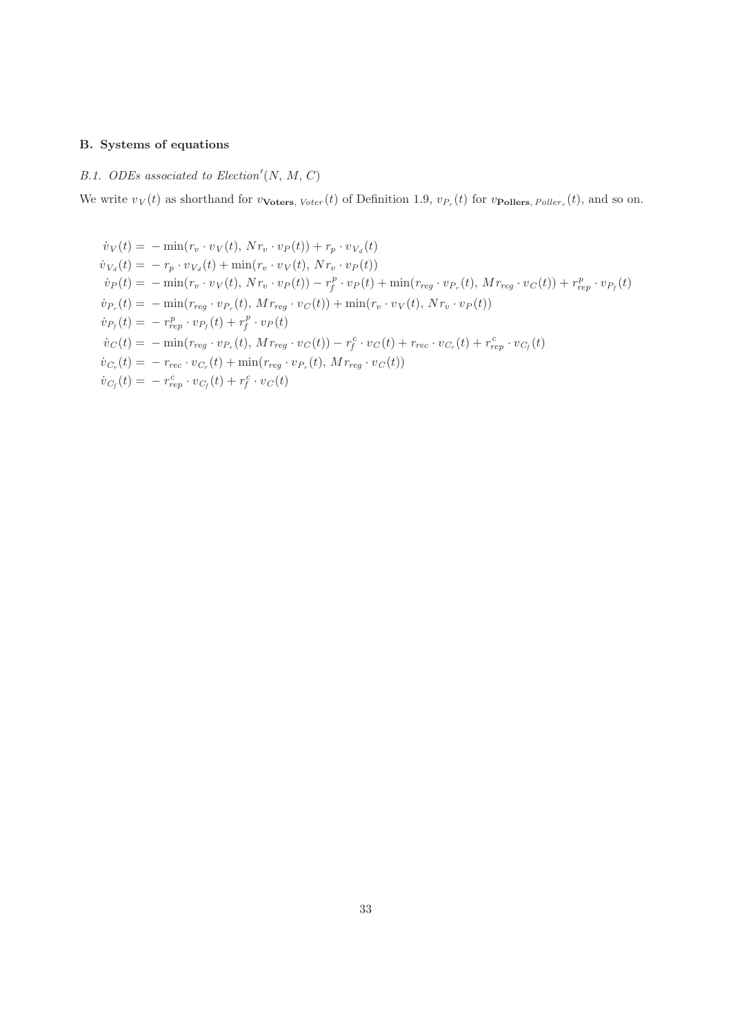## B. Systems of equations

### *B.1. ODEs associated to Election$'(N, M, C)$*

We write $v_V(t)$ as shorthand for $v_{\mathbf{Voters},\, Voter}(t)$ of Definition 1.9, $v_{P_r}(t)$ for $v_{\mathbf{Pollers},\, Poller_r}(t)$, and so on.

$$
\begin{aligned}
\dot{v}_V(t) =&\ -\min(r_v \cdot v_V(t),\, N r_v \cdot v_P(t)) + r_p \cdot v_{V_d}(t) \\
\dot{v}_{V_d}(t) =&\ -r_p \cdot v_{V_d}(t) + \min(r_v \cdot v_V(t),\, N r_v \cdot v_P(t)) \\
\dot{v}_P(t) =&\ -\min(r_v \cdot v_V(t),\, N r_v \cdot v_P(t)) - r_f^p \cdot v_P(t) + \min(r_{reg} \cdot v_{P_r}(t),\, M r_{reg} \cdot v_C(t)) + r_{rep}^p \cdot v_{P_f}(t) \\
\dot{v}_{P_r}(t) =&\ -\min(r_{reg} \cdot v_{P_r}(t),\, M r_{reg} \cdot v_C(t)) + \min(r_v \cdot v_V(t),\, N r_v \cdot v_P(t)) \\
\dot{v}_{P_f}(t) =&\ -r_{rep}^p \cdot v_{P_f}(t) + r_f^p \cdot v_P(t) \\
\dot{v}_C(t) =&\ -\min(r_{reg} \cdot v_{P_r}(t),\, M r_{reg} \cdot v_C(t)) - r_f^c \cdot v_C(t) + r_{rec} \cdot v_{C_r}(t) + r_{rep}^c \cdot v_{C_f}(t) \\
\dot{v}_{C_r}(t) =&\ -r_{rec} \cdot v_{C_r}(t) + \min(r_{reg} \cdot v_{P_r}(t),\, M r_{reg} \cdot v_C(t)) \\
\dot{v}_{C_f}(t) =&\ -r_{rep}^c \cdot v_{C_f}(t) + r_f^c \cdot v_C(t)
\end{aligned}
$$